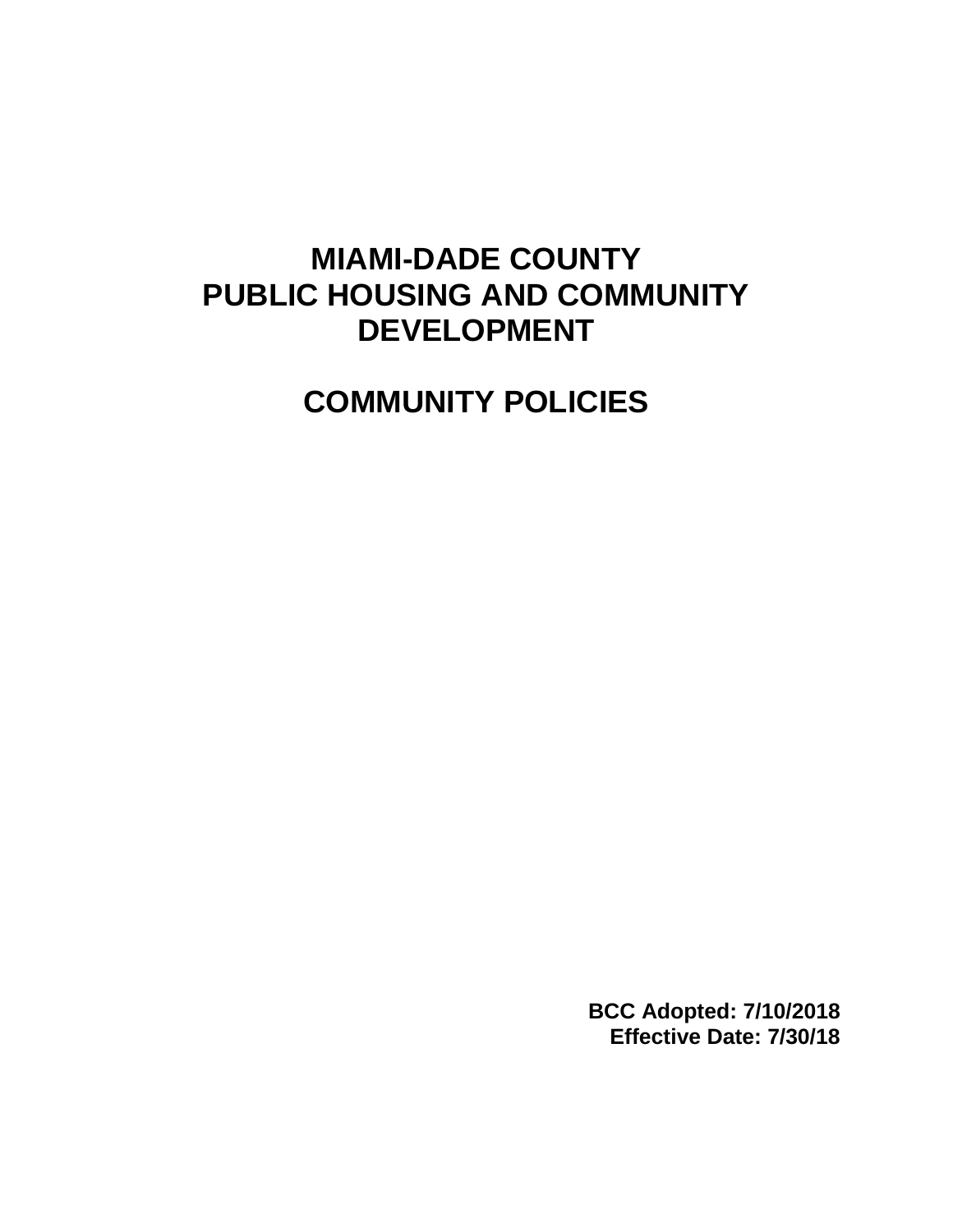# MIAMI-DADE COUNTY
# PUBLIC HOUSING AND COMMUNITY DEVELOPMENT

# COMMUNITY POLICIES

**BCC Adopted: 7/10/2018**
**Effective Date: 7/30/18**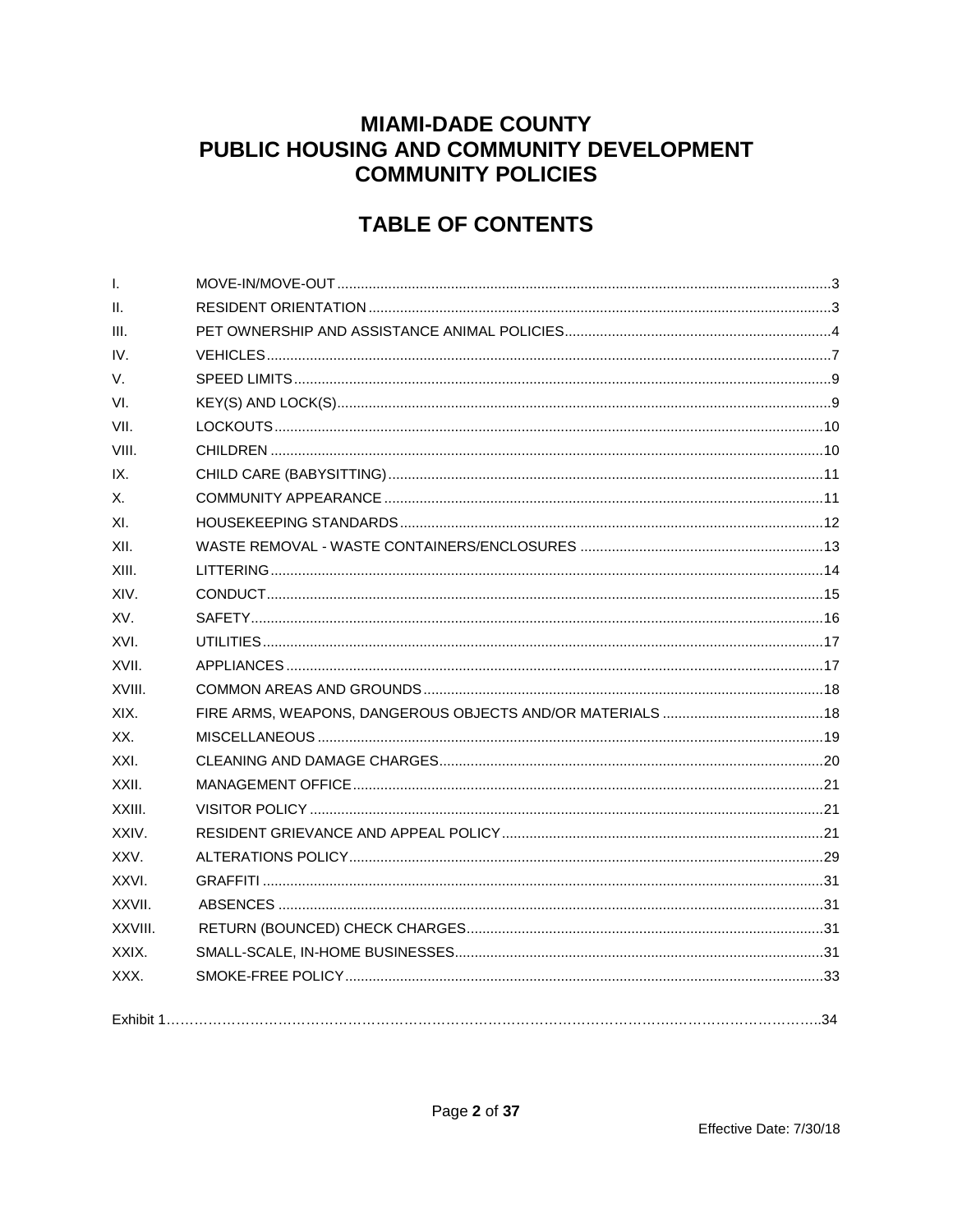# MIAMI-DADE COUNTY
# PUBLIC HOUSING AND COMMUNITY DEVELOPMENT
# COMMUNITY POLICIES

## TABLE OF CONTENTS

| | | |
|---|---|---|
| I. | MOVE-IN/MOVE-OUT | 3 |
| II. | RESIDENT ORIENTATION | 3 |
| III. | PET OWNERSHIP AND ASSISTANCE ANIMAL POLICIES | 4 |
| IV. | VEHICLES | 7 |
| V. | SPEED LIMITS | 9 |
| VI. | KEY(S) AND LOCK(S) | 9 |
| VII. | LOCKOUTS | 10 |
| VIII. | CHILDREN | 10 |
| IX. | CHILD CARE (BABYSITTING) | 11 |
| X. | COMMUNITY APPEARANCE | 11 |
| XI. | HOUSEKEEPING STANDARDS | 12 |
| XII. | WASTE REMOVAL - WASTE CONTAINERS/ENCLOSURES | 13 |
| XIII. | LITTERING | 14 |
| XIV. | CONDUCT | 15 |
| XV. | SAFETY | 16 |
| XVI. | UTILITIES | 17 |
| XVII. | APPLIANCES | 17 |
| XVIII. | COMMON AREAS AND GROUNDS | 18 |
| XIX. | FIRE ARMS, WEAPONS, DANGEROUS OBJECTS AND/OR MATERIALS | 18 |
| XX. | MISCELLANEOUS | 19 |
| XXI. | CLEANING AND DAMAGE CHARGES | 20 |
| XXII. | MANAGEMENT OFFICE | 21 |
| XXIII. | VISITOR POLICY | 21 |
| XXIV. | RESIDENT GRIEVANCE AND APPEAL POLICY | 21 |
| XXV. | ALTERATIONS POLICY | 29 |
| XXVI. | GRAFFITI | 31 |
| XXVII. | ABSENCES | 31 |
| XXVIII. | RETURN (BOUNCED) CHECK CHARGES | 31 |
| XXIX. | SMALL-SCALE, IN-HOME BUSINESSES | 31 |
| XXX. | SMOKE-FREE POLICY | 33 |
| | Exhibit 1 | 34 |

Effective Date: 7/30/18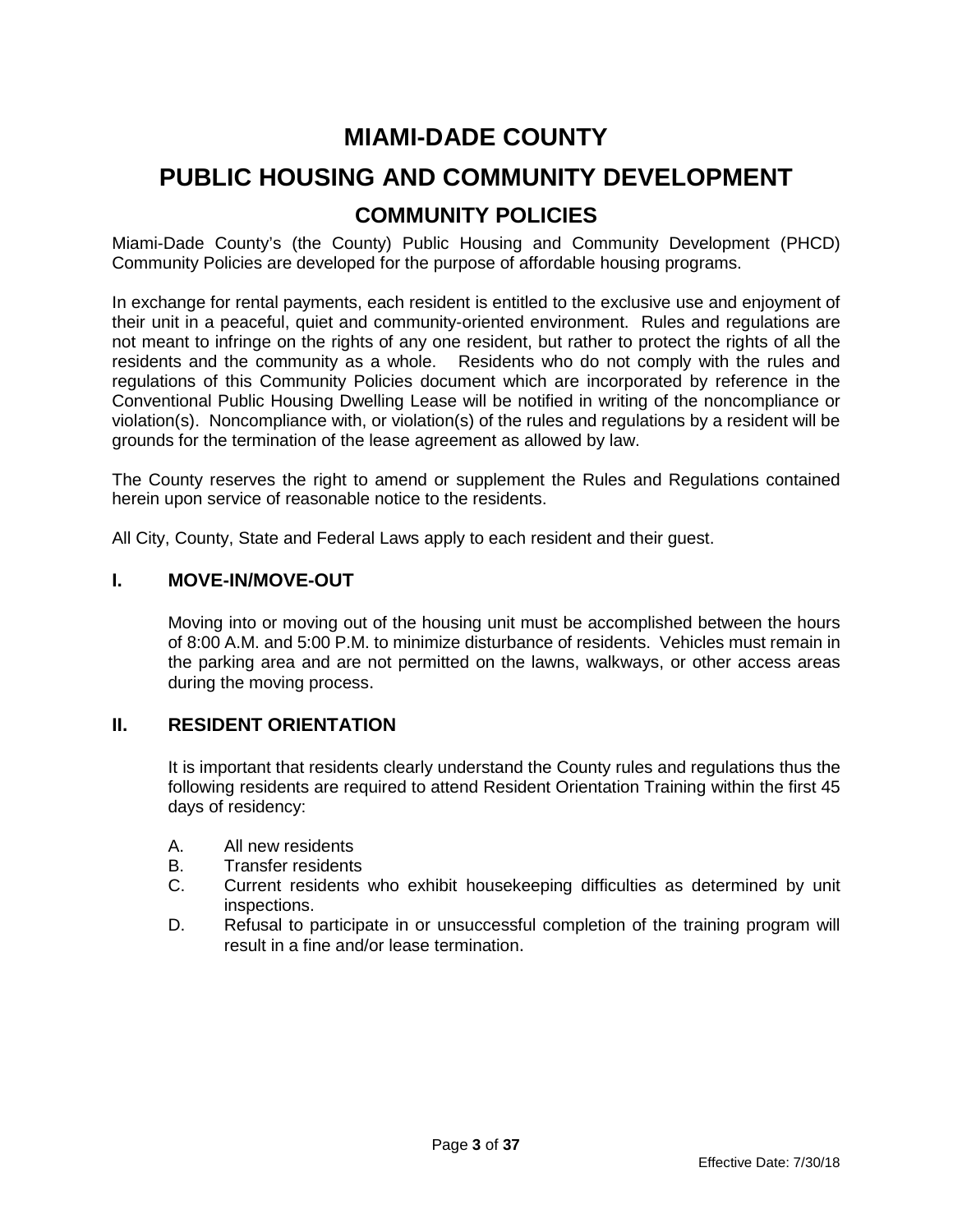# MIAMI-DADE COUNTY

# PUBLIC HOUSING AND COMMUNITY DEVELOPMENT

## COMMUNITY POLICIES

Miami-Dade County's (the County) Public Housing and Community Development (PHCD) Community Policies are developed for the purpose of affordable housing programs.

In exchange for rental payments, each resident is entitled to the exclusive use and enjoyment of their unit in a peaceful, quiet and community-oriented environment. Rules and regulations are not meant to infringe on the rights of any one resident, but rather to protect the rights of all the residents and the community as a whole. Residents who do not comply with the rules and regulations of this Community Policies document which are incorporated by reference in the Conventional Public Housing Dwelling Lease will be notified in writing of the noncompliance or violation(s). Noncompliance with, or violation(s) of the rules and regulations by a resident will be grounds for the termination of the lease agreement as allowed by law.

The County reserves the right to amend or supplement the Rules and Regulations contained herein upon service of reasonable notice to the residents.

All City, County, State and Federal Laws apply to each resident and their guest.

### I. MOVE-IN/MOVE-OUT

Moving into or moving out of the housing unit must be accomplished between the hours of 8:00 A.M. and 5:00 P.M. to minimize disturbance of residents. Vehicles must remain in the parking area and are not permitted on the lawns, walkways, or other access areas during the moving process.

### II. RESIDENT ORIENTATION

It is important that residents clearly understand the County rules and regulations thus the following residents are required to attend Resident Orientation Training within the first 45 days of residency:

A. All new residents

B. Transfer residents

C. Current residents who exhibit housekeeping difficulties as determined by unit inspections.

D. Refusal to participate in or unsuccessful completion of the training program will result in a fine and/or lease termination.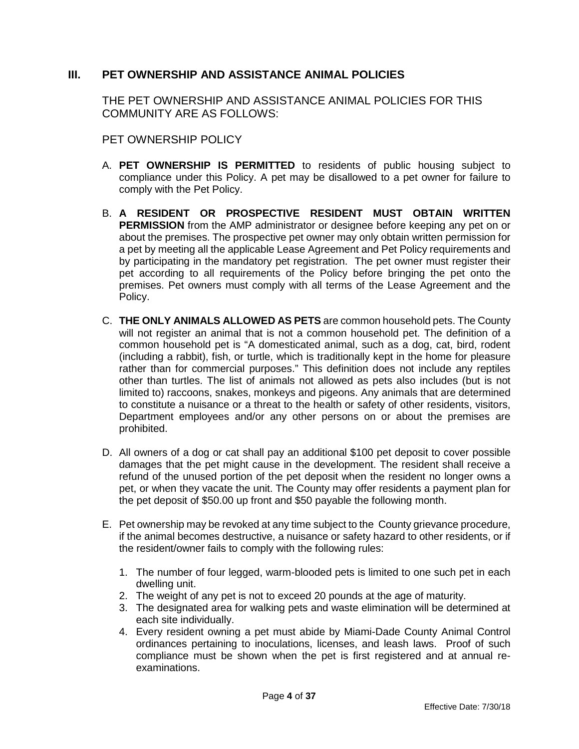## III. PET OWNERSHIP AND ASSISTANCE ANIMAL POLICIES

THE PET OWNERSHIP AND ASSISTANCE ANIMAL POLICIES FOR THIS COMMUNITY ARE AS FOLLOWS:

PET OWNERSHIP POLICY

A. **PET OWNERSHIP IS PERMITTED** to residents of public housing subject to compliance under this Policy. A pet may be disallowed to a pet owner for failure to comply with the Pet Policy.

B. **A RESIDENT OR PROSPECTIVE RESIDENT MUST OBTAIN WRITTEN PERMISSION** from the AMP administrator or designee before keeping any pet on or about the premises. The prospective pet owner may only obtain written permission for a pet by meeting all the applicable Lease Agreement and Pet Policy requirements and by participating in the mandatory pet registration. The pet owner must register their pet according to all requirements of the Policy before bringing the pet onto the premises. Pet owners must comply with all terms of the Lease Agreement and the Policy.

C. **THE ONLY ANIMALS ALLOWED AS PETS** are common household pets. The County will not register an animal that is not a common household pet. The definition of a common household pet is "A domesticated animal, such as a dog, cat, bird, rodent (including a rabbit), fish, or turtle, which is traditionally kept in the home for pleasure rather than for commercial purposes." This definition does not include any reptiles other than turtles. The list of animals not allowed as pets also includes (but is not limited to) raccoons, snakes, monkeys and pigeons. Any animals that are determined to constitute a nuisance or a threat to the health or safety of other residents, visitors, Department employees and/or any other persons on or about the premises are prohibited.

D. All owners of a dog or cat shall pay an additional $100 pet deposit to cover possible damages that the pet might cause in the development. The resident shall receive a refund of the unused portion of the pet deposit when the resident no longer owns a pet, or when they vacate the unit. The County may offer residents a payment plan for the pet deposit of $50.00 up front and $50 payable the following month.

E. Pet ownership may be revoked at any time subject to the County grievance procedure, if the animal becomes destructive, a nuisance or safety hazard to other residents, or if the resident/owner fails to comply with the following rules:

   1. The number of four legged, warm-blooded pets is limited to one such pet in each dwelling unit.
   2. The weight of any pet is not to exceed 20 pounds at the age of maturity.
   3. The designated area for walking pets and waste elimination will be determined at each site individually.
   4. Every resident owning a pet must abide by Miami-Dade County Animal Control ordinances pertaining to inoculations, licenses, and leash laws. Proof of such compliance must be shown when the pet is first registered and at annual re-examinations.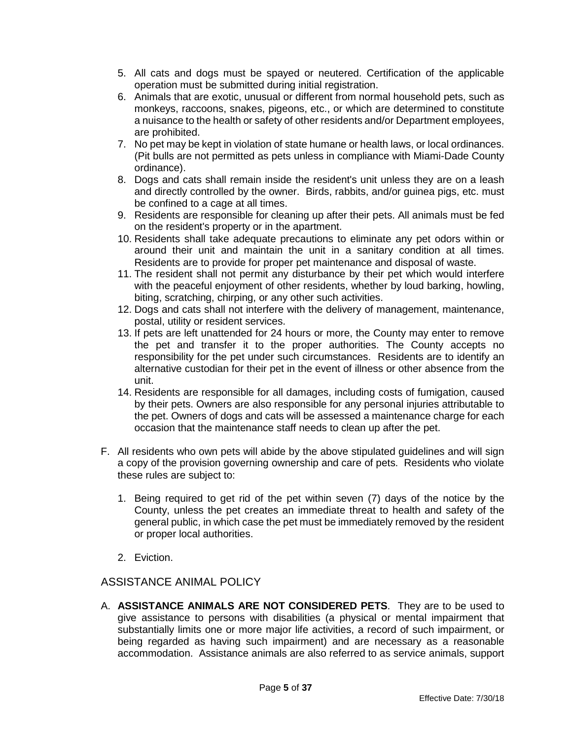5. All cats and dogs must be spayed or neutered. Certification of the applicable operation must be submitted during initial registration.
6. Animals that are exotic, unusual or different from normal household pets, such as monkeys, raccoons, snakes, pigeons, etc., or which are determined to constitute a nuisance to the health or safety of other residents and/or Department employees, are prohibited.
7. No pet may be kept in violation of state humane or health laws, or local ordinances. (Pit bulls are not permitted as pets unless in compliance with Miami-Dade County ordinance).
8. Dogs and cats shall remain inside the resident's unit unless they are on a leash and directly controlled by the owner. Birds, rabbits, and/or guinea pigs, etc. must be confined to a cage at all times.
9. Residents are responsible for cleaning up after their pets. All animals must be fed on the resident's property or in the apartment.
10. Residents shall take adequate precautions to eliminate any pet odors within or around their unit and maintain the unit in a sanitary condition at all times. Residents are to provide for proper pet maintenance and disposal of waste.
11. The resident shall not permit any disturbance by their pet which would interfere with the peaceful enjoyment of other residents, whether by loud barking, howling, biting, scratching, chirping, or any other such activities.
12. Dogs and cats shall not interfere with the delivery of management, maintenance, postal, utility or resident services.
13. If pets are left unattended for 24 hours or more, the County may enter to remove the pet and transfer it to the proper authorities. The County accepts no responsibility for the pet under such circumstances. Residents are to identify an alternative custodian for their pet in the event of illness or other absence from the unit.
14. Residents are responsible for all damages, including costs of fumigation, caused by their pets. Owners are also responsible for any personal injuries attributable to the pet. Owners of dogs and cats will be assessed a maintenance charge for each occasion that the maintenance staff needs to clean up after the pet.

F. All residents who own pets will abide by the above stipulated guidelines and will sign a copy of the provision governing ownership and care of pets. Residents who violate these rules are subject to:

   1. Being required to get rid of the pet within seven (7) days of the notice by the County, unless the pet creates an immediate threat to health and safety of the general public, in which case the pet must be immediately removed by the resident or proper local authorities.

   2. Eviction.

## ASSISTANCE ANIMAL POLICY

A. **ASSISTANCE ANIMALS ARE NOT CONSIDERED PETS**. They are to be used to give assistance to persons with disabilities (a physical or mental impairment that substantially limits one or more major life activities, a record of such impairment, or being regarded as having such impairment) and are necessary as a reasonable accommodation. Assistance animals are also referred to as service animals, support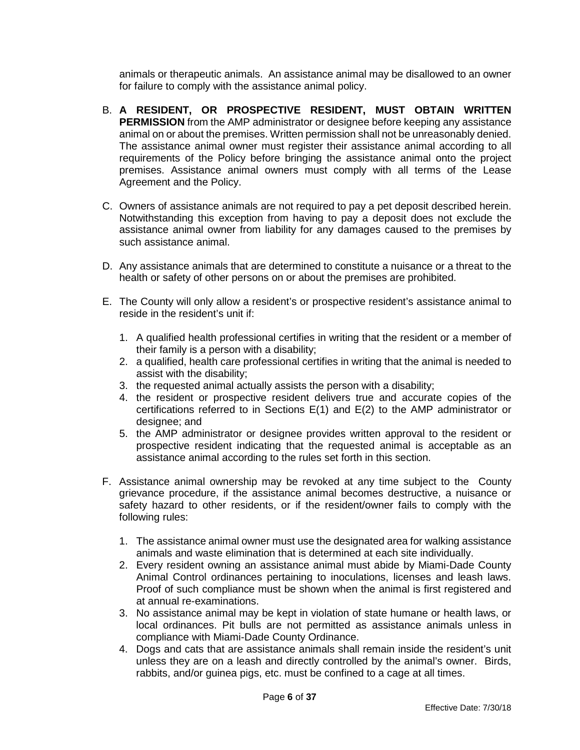animals or therapeutic animals. An assistance animal may be disallowed to an owner for failure to comply with the assistance animal policy.

B. **A RESIDENT, OR PROSPECTIVE RESIDENT, MUST OBTAIN WRITTEN PERMISSION** from the AMP administrator or designee before keeping any assistance animal on or about the premises. Written permission shall not be unreasonably denied. The assistance animal owner must register their assistance animal according to all requirements of the Policy before bringing the assistance animal onto the project premises. Assistance animal owners must comply with all terms of the Lease Agreement and the Policy.

C. Owners of assistance animals are not required to pay a pet deposit described herein. Notwithstanding this exception from having to pay a deposit does not exclude the assistance animal owner from liability for any damages caused to the premises by such assistance animal.

D. Any assistance animals that are determined to constitute a nuisance or a threat to the health or safety of other persons on or about the premises are prohibited.

E. The County will only allow a resident's or prospective resident's assistance animal to reside in the resident's unit if:

   1. A qualified health professional certifies in writing that the resident or a member of their family is a person with a disability;
   2. a qualified, health care professional certifies in writing that the animal is needed to assist with the disability;
   3. the requested animal actually assists the person with a disability;
   4. the resident or prospective resident delivers true and accurate copies of the certifications referred to in Sections E(1) and E(2) to the AMP administrator or designee; and
   5. the AMP administrator or designee provides written approval to the resident or prospective resident indicating that the requested animal is acceptable as an assistance animal according to the rules set forth in this section.

F. Assistance animal ownership may be revoked at any time subject to the County grievance procedure, if the assistance animal becomes destructive, a nuisance or safety hazard to other residents, or if the resident/owner fails to comply with the following rules:

   1. The assistance animal owner must use the designated area for walking assistance animals and waste elimination that is determined at each site individually.
   2. Every resident owning an assistance animal must abide by Miami-Dade County Animal Control ordinances pertaining to inoculations, licenses and leash laws. Proof of such compliance must be shown when the animal is first registered and at annual re-examinations.
   3. No assistance animal may be kept in violation of state humane or health laws, or local ordinances. Pit bulls are not permitted as assistance animals unless in compliance with Miami-Dade County Ordinance.
   4. Dogs and cats that are assistance animals shall remain inside the resident's unit unless they are on a leash and directly controlled by the animal's owner. Birds, rabbits, and/or guinea pigs, etc. must be confined to a cage at all times.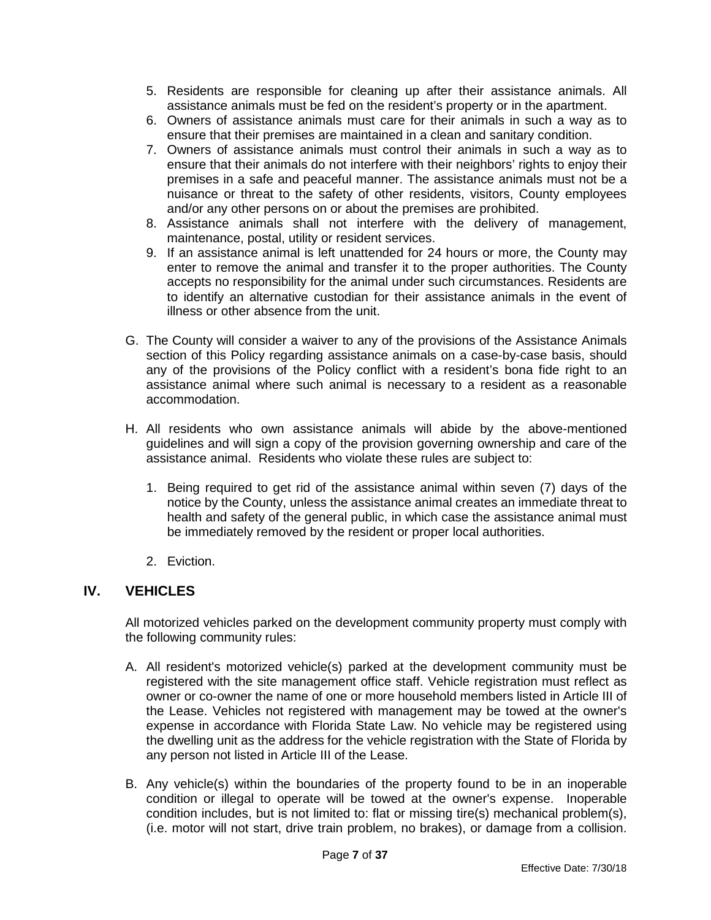5. Residents are responsible for cleaning up after their assistance animals. All assistance animals must be fed on the resident's property or in the apartment.
6. Owners of assistance animals must care for their animals in such a way as to ensure that their premises are maintained in a clean and sanitary condition.
7. Owners of assistance animals must control their animals in such a way as to ensure that their animals do not interfere with their neighbors' rights to enjoy their premises in a safe and peaceful manner. The assistance animals must not be a nuisance or threat to the safety of other residents, visitors, County employees and/or any other persons on or about the premises are prohibited.
8. Assistance animals shall not interfere with the delivery of management, maintenance, postal, utility or resident services.
9. If an assistance animal is left unattended for 24 hours or more, the County may enter to remove the animal and transfer it to the proper authorities. The County accepts no responsibility for the animal under such circumstances. Residents are to identify an alternative custodian for their assistance animals in the event of illness or other absence from the unit.

G. The County will consider a waiver to any of the provisions of the Assistance Animals section of this Policy regarding assistance animals on a case-by-case basis, should any of the provisions of the Policy conflict with a resident's bona fide right to an assistance animal where such animal is necessary to a resident as a reasonable accommodation.

H. All residents who own assistance animals will abide by the above-mentioned guidelines and will sign a copy of the provision governing ownership and care of the assistance animal. Residents who violate these rules are subject to:

1. Being required to get rid of the assistance animal within seven (7) days of the notice by the County, unless the assistance animal creates an immediate threat to health and safety of the general public, in which case the assistance animal must be immediately removed by the resident or proper local authorities.

2. Eviction.

## IV. VEHICLES

All motorized vehicles parked on the development community property must comply with the following community rules:

A. All resident's motorized vehicle(s) parked at the development community must be registered with the site management office staff. Vehicle registration must reflect as owner or co-owner the name of one or more household members listed in Article III of the Lease. Vehicles not registered with management may be towed at the owner's expense in accordance with Florida State Law. No vehicle may be registered using the dwelling unit as the address for the vehicle registration with the State of Florida by any person not listed in Article III of the Lease.

B. Any vehicle(s) within the boundaries of the property found to be in an inoperable condition or illegal to operate will be towed at the owner's expense. Inoperable condition includes, but is not limited to: flat or missing tire(s) mechanical problem(s), (i.e. motor will not start, drive train problem, no brakes), or damage from a collision.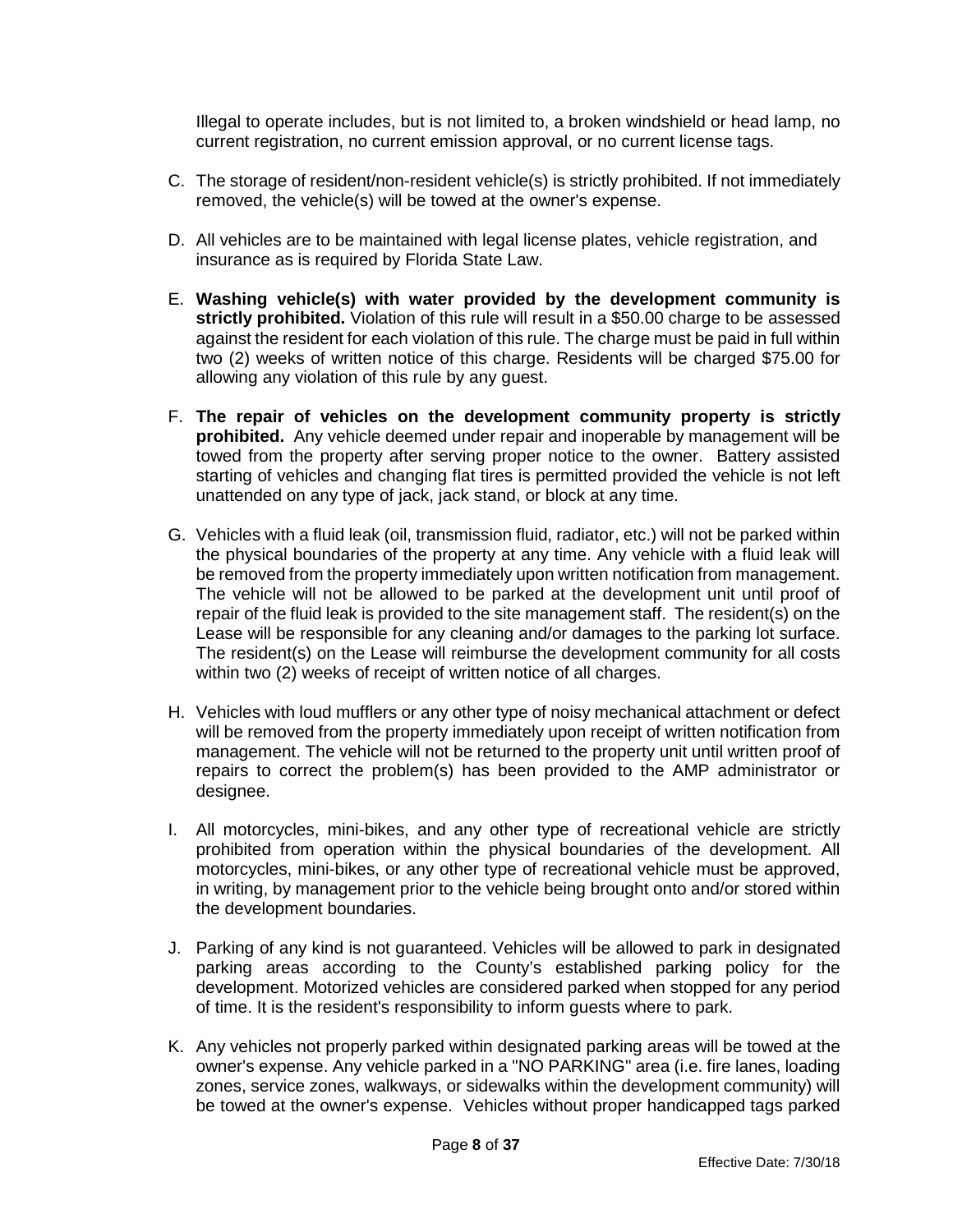Illegal to operate includes, but is not limited to, a broken windshield or head lamp, no current registration, no current emission approval, or no current license tags.

C. The storage of resident/non-resident vehicle(s) is strictly prohibited. If not immediately removed, the vehicle(s) will be towed at the owner's expense.

D. All vehicles are to be maintained with legal license plates, vehicle registration, and insurance as is required by Florida State Law.

E. **Washing vehicle(s) with water provided by the development community is strictly prohibited.** Violation of this rule will result in a $50.00 charge to be assessed against the resident for each violation of this rule. The charge must be paid in full within two (2) weeks of written notice of this charge. Residents will be charged $75.00 for allowing any violation of this rule by any guest.

F. **The repair of vehicles on the development community property is strictly prohibited.** Any vehicle deemed under repair and inoperable by management will be towed from the property after serving proper notice to the owner. Battery assisted starting of vehicles and changing flat tires is permitted provided the vehicle is not left unattended on any type of jack, jack stand, or block at any time.

G. Vehicles with a fluid leak (oil, transmission fluid, radiator, etc.) will not be parked within the physical boundaries of the property at any time. Any vehicle with a fluid leak will be removed from the property immediately upon written notification from management. The vehicle will not be allowed to be parked at the development unit until proof of repair of the fluid leak is provided to the site management staff. The resident(s) on the Lease will be responsible for any cleaning and/or damages to the parking lot surface. The resident(s) on the Lease will reimburse the development community for all costs within two (2) weeks of receipt of written notice of all charges.

H. Vehicles with loud mufflers or any other type of noisy mechanical attachment or defect will be removed from the property immediately upon receipt of written notification from management. The vehicle will not be returned to the property unit until written proof of repairs to correct the problem(s) has been provided to the AMP administrator or designee.

I. All motorcycles, mini-bikes, and any other type of recreational vehicle are strictly prohibited from operation within the physical boundaries of the development. All motorcycles, mini-bikes, or any other type of recreational vehicle must be approved, in writing, by management prior to the vehicle being brought onto and/or stored within the development boundaries.

J. Parking of any kind is not guaranteed. Vehicles will be allowed to park in designated parking areas according to the County's established parking policy for the development. Motorized vehicles are considered parked when stopped for any period of time. It is the resident's responsibility to inform guests where to park.

K. Any vehicles not properly parked within designated parking areas will be towed at the owner's expense. Any vehicle parked in a "NO PARKING" area (i.e. fire lanes, loading zones, service zones, walkways, or sidewalks within the development community) will be towed at the owner's expense. Vehicles without proper handicapped tags parked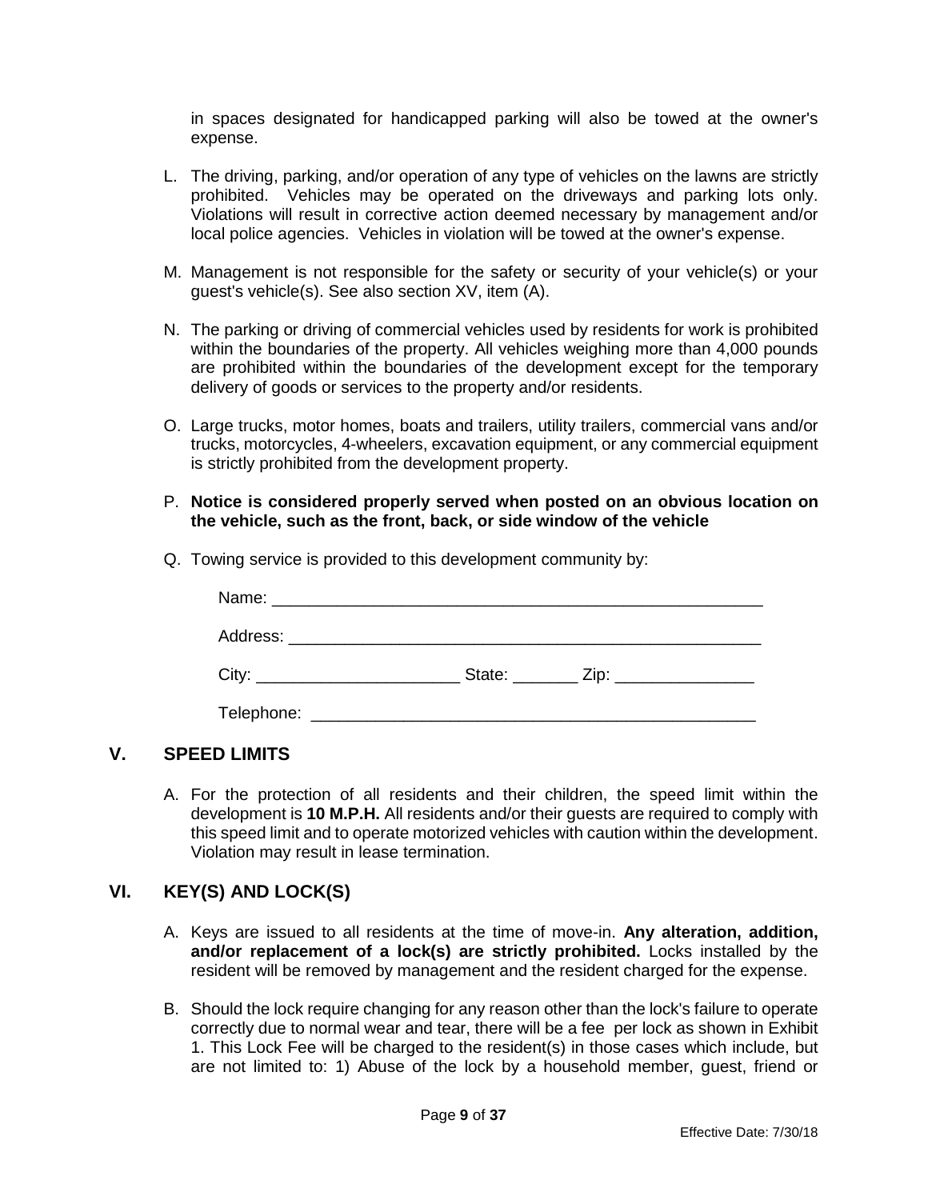in spaces designated for handicapped parking will also be towed at the owner's expense.

L. The driving, parking, and/or operation of any type of vehicles on the lawns are strictly prohibited. Vehicles may be operated on the driveways and parking lots only. Violations will result in corrective action deemed necessary by management and/or local police agencies. Vehicles in violation will be towed at the owner's expense.

M. Management is not responsible for the safety or security of your vehicle(s) or your guest's vehicle(s). See also section XV, item (A).

N. The parking or driving of commercial vehicles used by residents for work is prohibited within the boundaries of the property. All vehicles weighing more than 4,000 pounds are prohibited within the boundaries of the development except for the temporary delivery of goods or services to the property and/or residents.

O. Large trucks, motor homes, boats and trailers, utility trailers, commercial vans and/or trucks, motorcycles, 4-wheelers, excavation equipment, or any commercial equipment is strictly prohibited from the development property.

P. **Notice is considered properly served when posted on an obvious location on the vehicle, such as the front, back, or side window of the vehicle**

Q. Towing service is provided to this development community by:

   Name: ______________________________________________________

   Address: ____________________________________________________

   City: ______________________ State: _______ Zip: _______________

   Telephone: _________________________________________________

## V. SPEED LIMITS

A. For the protection of all residents and their children, the speed limit within the development is **10 M.P.H.** All residents and/or their guests are required to comply with this speed limit and to operate motorized vehicles with caution within the development. Violation may result in lease termination.

## VI. KEY(S) AND LOCK(S)

A. Keys are issued to all residents at the time of move-in. **Any alteration, addition, and/or replacement of a lock(s) are strictly prohibited.** Locks installed by the resident will be removed by management and the resident charged for the expense.

B. Should the lock require changing for any reason other than the lock's failure to operate correctly due to normal wear and tear, there will be a fee per lock as shown in Exhibit 1. This Lock Fee will be charged to the resident(s) in those cases which include, but are not limited to: 1) Abuse of the lock by a household member, guest, friend or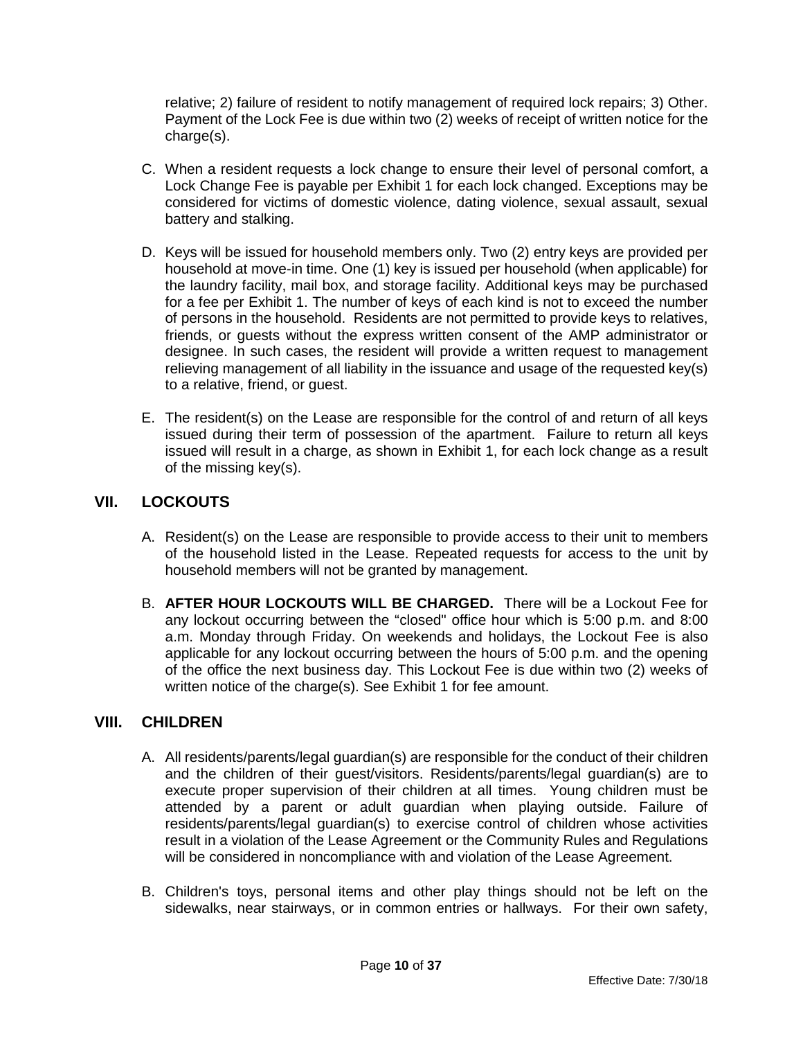relative; 2) failure of resident to notify management of required lock repairs; 3) Other. Payment of the Lock Fee is due within two (2) weeks of receipt of written notice for the charge(s).

C. When a resident requests a lock change to ensure their level of personal comfort, a Lock Change Fee is payable per Exhibit 1 for each lock changed. Exceptions may be considered for victims of domestic violence, dating violence, sexual assault, sexual battery and stalking.

D. Keys will be issued for household members only. Two (2) entry keys are provided per household at move-in time. One (1) key is issued per household (when applicable) for the laundry facility, mail box, and storage facility. Additional keys may be purchased for a fee per Exhibit 1. The number of keys of each kind is not to exceed the number of persons in the household. Residents are not permitted to provide keys to relatives, friends, or guests without the express written consent of the AMP administrator or designee. In such cases, the resident will provide a written request to management relieving management of all liability in the issuance and usage of the requested key(s) to a relative, friend, or guest.

E. The resident(s) on the Lease are responsible for the control of and return of all keys issued during their term of possession of the apartment. Failure to return all keys issued will result in a charge, as shown in Exhibit 1, for each lock change as a result of the missing key(s).

## VII. LOCKOUTS

A. Resident(s) on the Lease are responsible to provide access to their unit to members of the household listed in the Lease. Repeated requests for access to the unit by household members will not be granted by management.

B. **AFTER HOUR LOCKOUTS WILL BE CHARGED.** There will be a Lockout Fee for any lockout occurring between the "closed" office hour which is 5:00 p.m. and 8:00 a.m. Monday through Friday. On weekends and holidays, the Lockout Fee is also applicable for any lockout occurring between the hours of 5:00 p.m. and the opening of the office the next business day. This Lockout Fee is due within two (2) weeks of written notice of the charge(s). See Exhibit 1 for fee amount.

## VIII. CHILDREN

A. All residents/parents/legal guardian(s) are responsible for the conduct of their children and the children of their guest/visitors. Residents/parents/legal guardian(s) are to execute proper supervision of their children at all times. Young children must be attended by a parent or adult guardian when playing outside. Failure of residents/parents/legal guardian(s) to exercise control of children whose activities result in a violation of the Lease Agreement or the Community Rules and Regulations will be considered in noncompliance with and violation of the Lease Agreement.

B. Children's toys, personal items and other play things should not be left on the sidewalks, near stairways, or in common entries or hallways. For their own safety,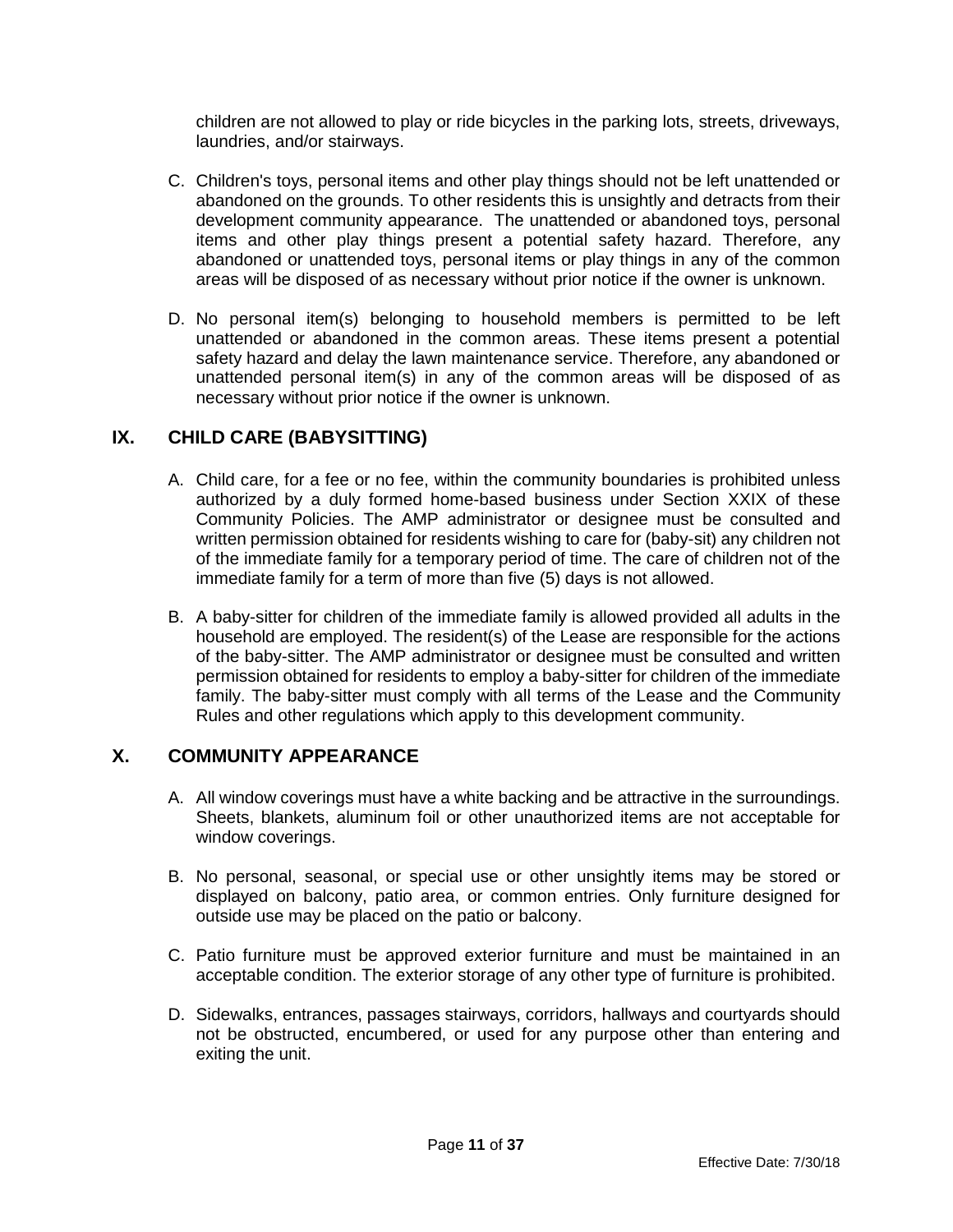children are not allowed to play or ride bicycles in the parking lots, streets, driveways, laundries, and/or stairways.

C. Children's toys, personal items and other play things should not be left unattended or abandoned on the grounds. To other residents this is unsightly and detracts from their development community appearance.  The unattended or abandoned toys, personal items and other play things present a potential safety hazard. Therefore, any abandoned or unattended toys, personal items or play things in any of the common areas will be disposed of as necessary without prior notice if the owner is unknown.

D. No personal item(s) belonging to household members is permitted to be left unattended or abandoned in the common areas. These items present a potential safety hazard and delay the lawn maintenance service. Therefore, any abandoned or unattended personal item(s) in any of the common areas will be disposed of as necessary without prior notice if the owner is unknown.

## IX. CHILD CARE (BABYSITTING)

A. Child care, for a fee or no fee, within the community boundaries is prohibited unless authorized by a duly formed home-based business under Section XXIX of these Community Policies. The AMP administrator or designee must be consulted and written permission obtained for residents wishing to care for (baby-sit) any children not of the immediate family for a temporary period of time. The care of children not of the immediate family for a term of more than five (5) days is not allowed.

B. A baby-sitter for children of the immediate family is allowed provided all adults in the household are employed. The resident(s) of the Lease are responsible for the actions of the baby-sitter. The AMP administrator or designee must be consulted and written permission obtained for residents to employ a baby-sitter for children of the immediate family. The baby-sitter must comply with all terms of the Lease and the Community Rules and other regulations which apply to this development community.

## X. COMMUNITY APPEARANCE

A. All window coverings must have a white backing and be attractive in the surroundings. Sheets, blankets, aluminum foil or other unauthorized items are not acceptable for window coverings.

B. No personal, seasonal, or special use or other unsightly items may be stored or displayed on balcony, patio area, or common entries. Only furniture designed for outside use may be placed on the patio or balcony.

C. Patio furniture must be approved exterior furniture and must be maintained in an acceptable condition. The exterior storage of any other type of furniture is prohibited.

D. Sidewalks, entrances, passages stairways, corridors, hallways and courtyards should not be obstructed, encumbered, or used for any purpose other than entering and exiting the unit.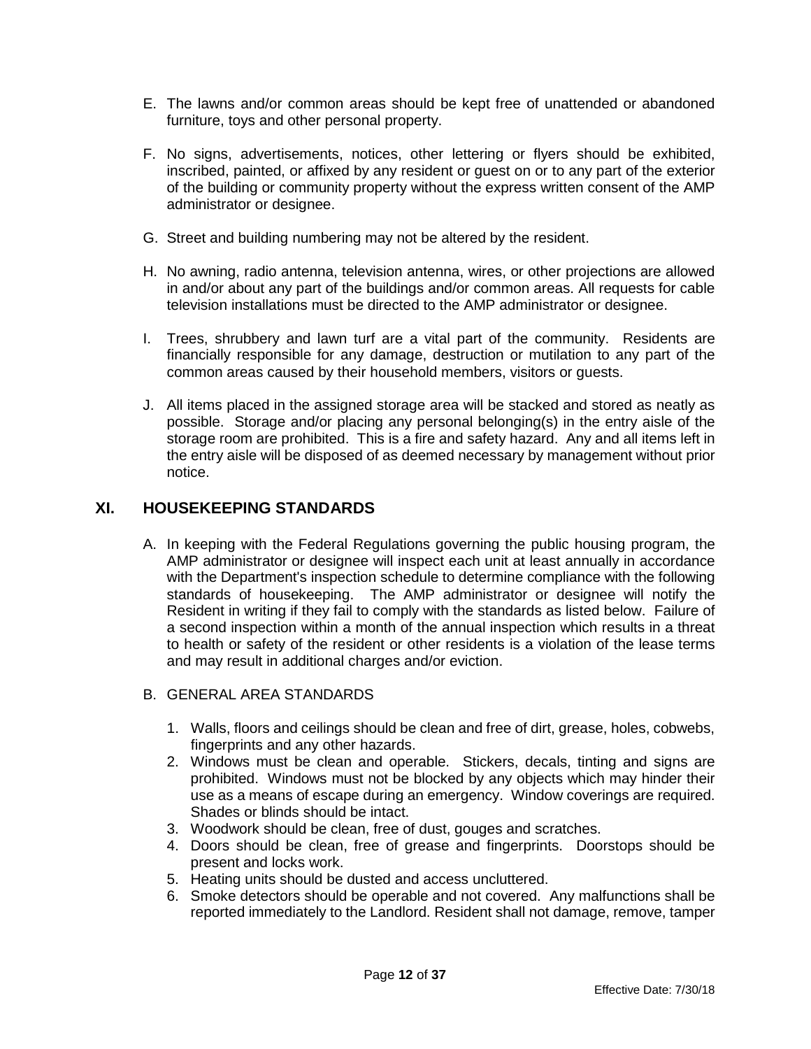E. The lawns and/or common areas should be kept free of unattended or abandoned furniture, toys and other personal property.

F. No signs, advertisements, notices, other lettering or flyers should be exhibited, inscribed, painted, or affixed by any resident or guest on or to any part of the exterior of the building or community property without the express written consent of the AMP administrator or designee.

G. Street and building numbering may not be altered by the resident.

H. No awning, radio antenna, television antenna, wires, or other projections are allowed in and/or about any part of the buildings and/or common areas. All requests for cable television installations must be directed to the AMP administrator or designee.

I. Trees, shrubbery and lawn turf are a vital part of the community. Residents are financially responsible for any damage, destruction or mutilation to any part of the common areas caused by their household members, visitors or guests.

J. All items placed in the assigned storage area will be stacked and stored as neatly as possible. Storage and/or placing any personal belonging(s) in the entry aisle of the storage room are prohibited. This is a fire and safety hazard. Any and all items left in the entry aisle will be disposed of as deemed necessary by management without prior notice.

## XI. HOUSEKEEPING STANDARDS

A. In keeping with the Federal Regulations governing the public housing program, the AMP administrator or designee will inspect each unit at least annually in accordance with the Department's inspection schedule to determine compliance with the following standards of housekeeping. The AMP administrator or designee will notify the Resident in writing if they fail to comply with the standards as listed below. Failure of a second inspection within a month of the annual inspection which results in a threat to health or safety of the resident or other residents is a violation of the lease terms and may result in additional charges and/or eviction.

B. GENERAL AREA STANDARDS

1. Walls, floors and ceilings should be clean and free of dirt, grease, holes, cobwebs, fingerprints and any other hazards.
2. Windows must be clean and operable. Stickers, decals, tinting and signs are prohibited. Windows must not be blocked by any objects which may hinder their use as a means of escape during an emergency. Window coverings are required. Shades or blinds should be intact.
3. Woodwork should be clean, free of dust, gouges and scratches.
4. Doors should be clean, free of grease and fingerprints. Doorstops should be present and locks work.
5. Heating units should be dusted and access uncluttered.
6. Smoke detectors should be operable and not covered. Any malfunctions shall be reported immediately to the Landlord. Resident shall not damage, remove, tamper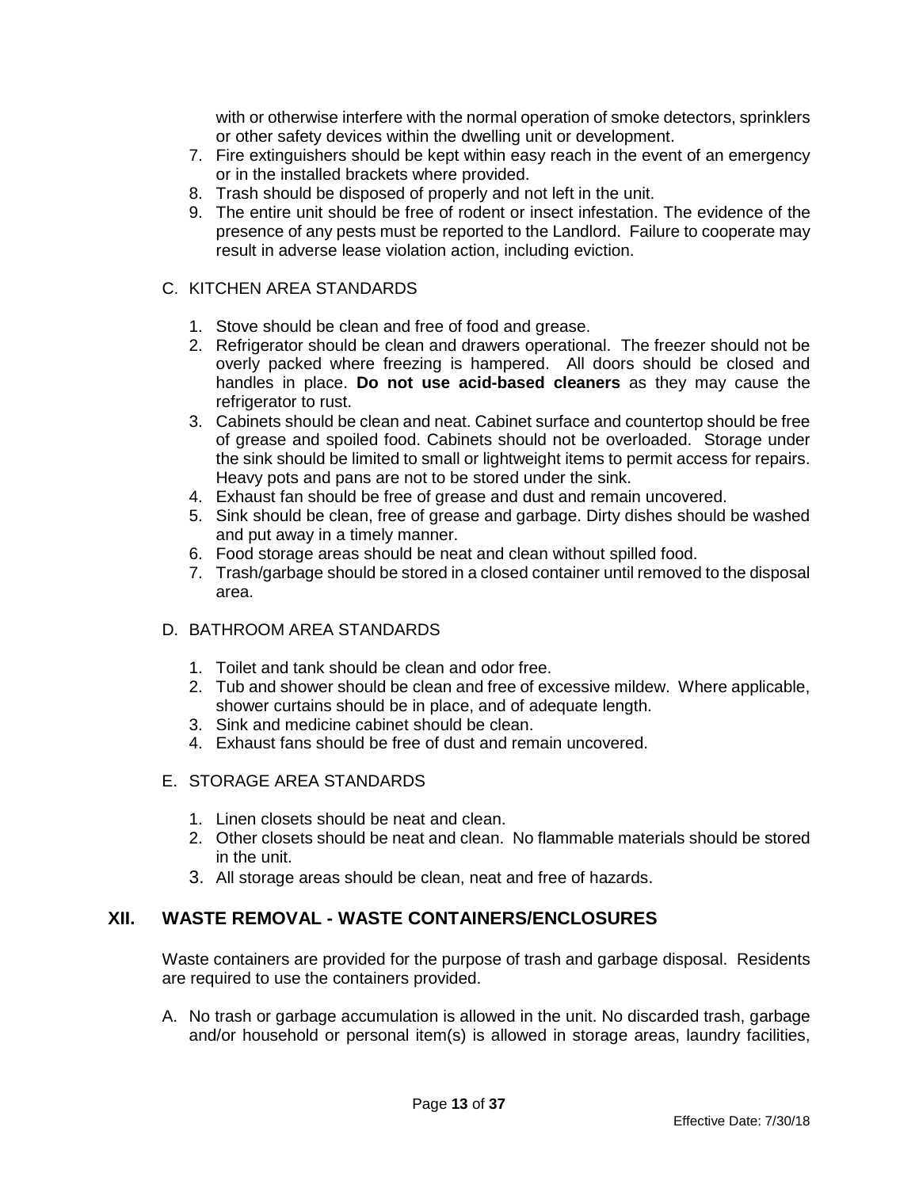with or otherwise interfere with the normal operation of smoke detectors, sprinklers or other safety devices within the dwelling unit or development.

7. Fire extinguishers should be kept within easy reach in the event of an emergency or in the installed brackets where provided.
8. Trash should be disposed of properly and not left in the unit.
9. The entire unit should be free of rodent or insect infestation. The evidence of the presence of any pests must be reported to the Landlord. Failure to cooperate may result in adverse lease violation action, including eviction.

C. KITCHEN AREA STANDARDS

1. Stove should be clean and free of food and grease.
2. Refrigerator should be clean and drawers operational. The freezer should not be overly packed where freezing is hampered. All doors should be closed and handles in place. **Do not use acid-based cleaners** as they may cause the refrigerator to rust.
3. Cabinets should be clean and neat. Cabinet surface and countertop should be free of grease and spoiled food. Cabinets should not be overloaded. Storage under the sink should be limited to small or lightweight items to permit access for repairs. Heavy pots and pans are not to be stored under the sink.
4. Exhaust fan should be free of grease and dust and remain uncovered.
5. Sink should be clean, free of grease and garbage. Dirty dishes should be washed and put away in a timely manner.
6. Food storage areas should be neat and clean without spilled food.
7. Trash/garbage should be stored in a closed container until removed to the disposal area.

D. BATHROOM AREA STANDARDS

1. Toilet and tank should be clean and odor free.
2. Tub and shower should be clean and free of excessive mildew. Where applicable, shower curtains should be in place, and of adequate length.
3. Sink and medicine cabinet should be clean.
4. Exhaust fans should be free of dust and remain uncovered.

E. STORAGE AREA STANDARDS

1. Linen closets should be neat and clean.
2. Other closets should be neat and clean. No flammable materials should be stored in the unit.
3. All storage areas should be clean, neat and free of hazards.

## XII. WASTE REMOVAL - WASTE CONTAINERS/ENCLOSURES

Waste containers are provided for the purpose of trash and garbage disposal. Residents are required to use the containers provided.

A. No trash or garbage accumulation is allowed in the unit. No discarded trash, garbage and/or household or personal item(s) is allowed in storage areas, laundry facilities,

Effective Date: 7/30/18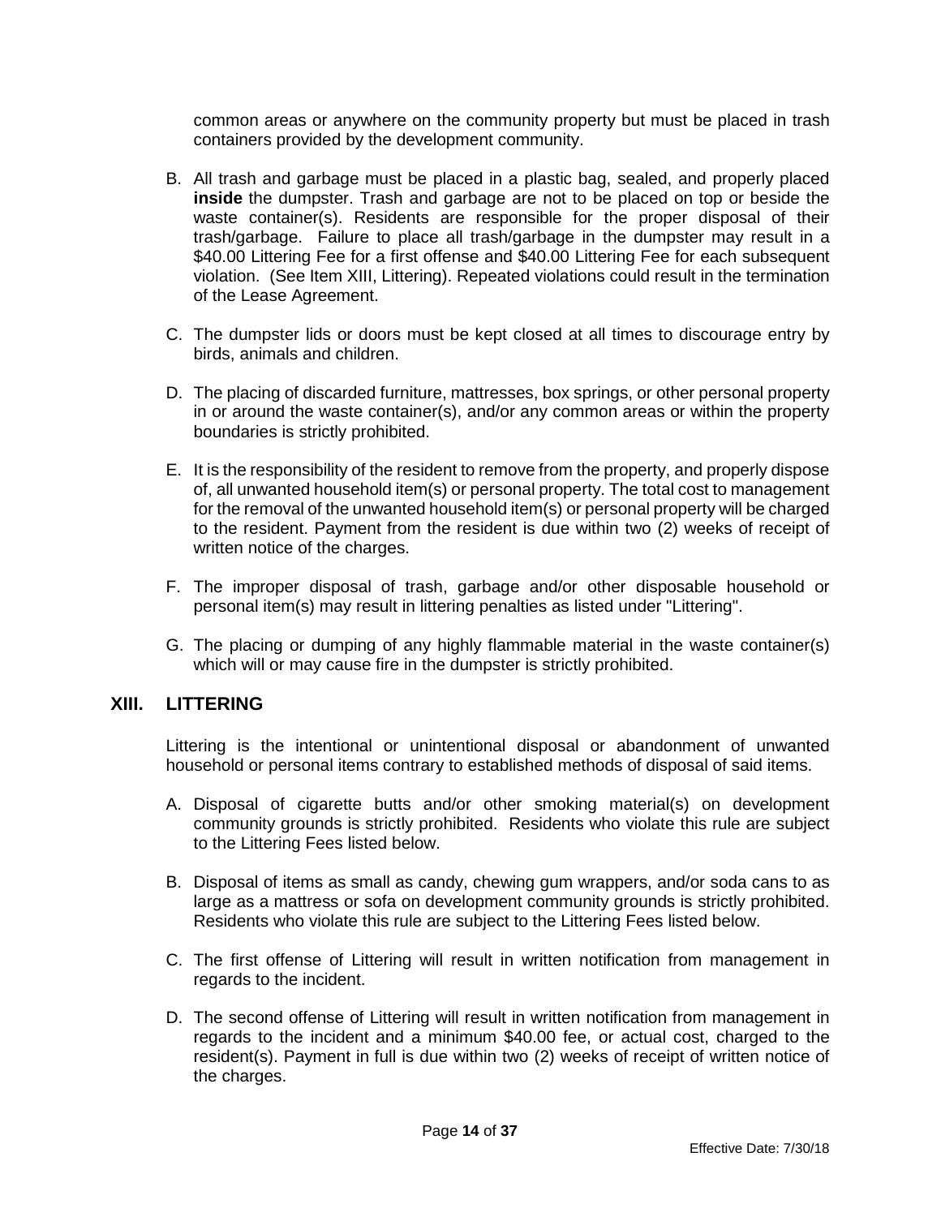common areas or anywhere on the community property but must be placed in trash containers provided by the development community.

B. All trash and garbage must be placed in a plastic bag, sealed, and properly placed **inside** the dumpster. Trash and garbage are not to be placed on top or beside the waste container(s). Residents are responsible for the proper disposal of their trash/garbage. Failure to place all trash/garbage in the dumpster may result in a $40.00 Littering Fee for a first offense and $40.00 Littering Fee for each subsequent violation. (See Item XIII, Littering). Repeated violations could result in the termination of the Lease Agreement.

C. The dumpster lids or doors must be kept closed at all times to discourage entry by birds, animals and children.

D. The placing of discarded furniture, mattresses, box springs, or other personal property in or around the waste container(s), and/or any common areas or within the property boundaries is strictly prohibited.

E. It is the responsibility of the resident to remove from the property, and properly dispose of, all unwanted household item(s) or personal property. The total cost to management for the removal of the unwanted household item(s) or personal property will be charged to the resident. Payment from the resident is due within two (2) weeks of receipt of written notice of the charges.

F. The improper disposal of trash, garbage and/or other disposable household or personal item(s) may result in littering penalties as listed under "Littering".

G. The placing or dumping of any highly flammable material in the waste container(s) which will or may cause fire in the dumpster is strictly prohibited.

## XIII. LITTERING

Littering is the intentional or unintentional disposal or abandonment of unwanted household or personal items contrary to established methods of disposal of said items.

A. Disposal of cigarette butts and/or other smoking material(s) on development community grounds is strictly prohibited. Residents who violate this rule are subject to the Littering Fees listed below.

B. Disposal of items as small as candy, chewing gum wrappers, and/or soda cans to as large as a mattress or sofa on development community grounds is strictly prohibited. Residents who violate this rule are subject to the Littering Fees listed below.

C. The first offense of Littering will result in written notification from management in regards to the incident.

D. The second offense of Littering will result in written notification from management in regards to the incident and a minimum $40.00 fee, or actual cost, charged to the resident(s). Payment in full is due within two (2) weeks of receipt of written notice of the charges.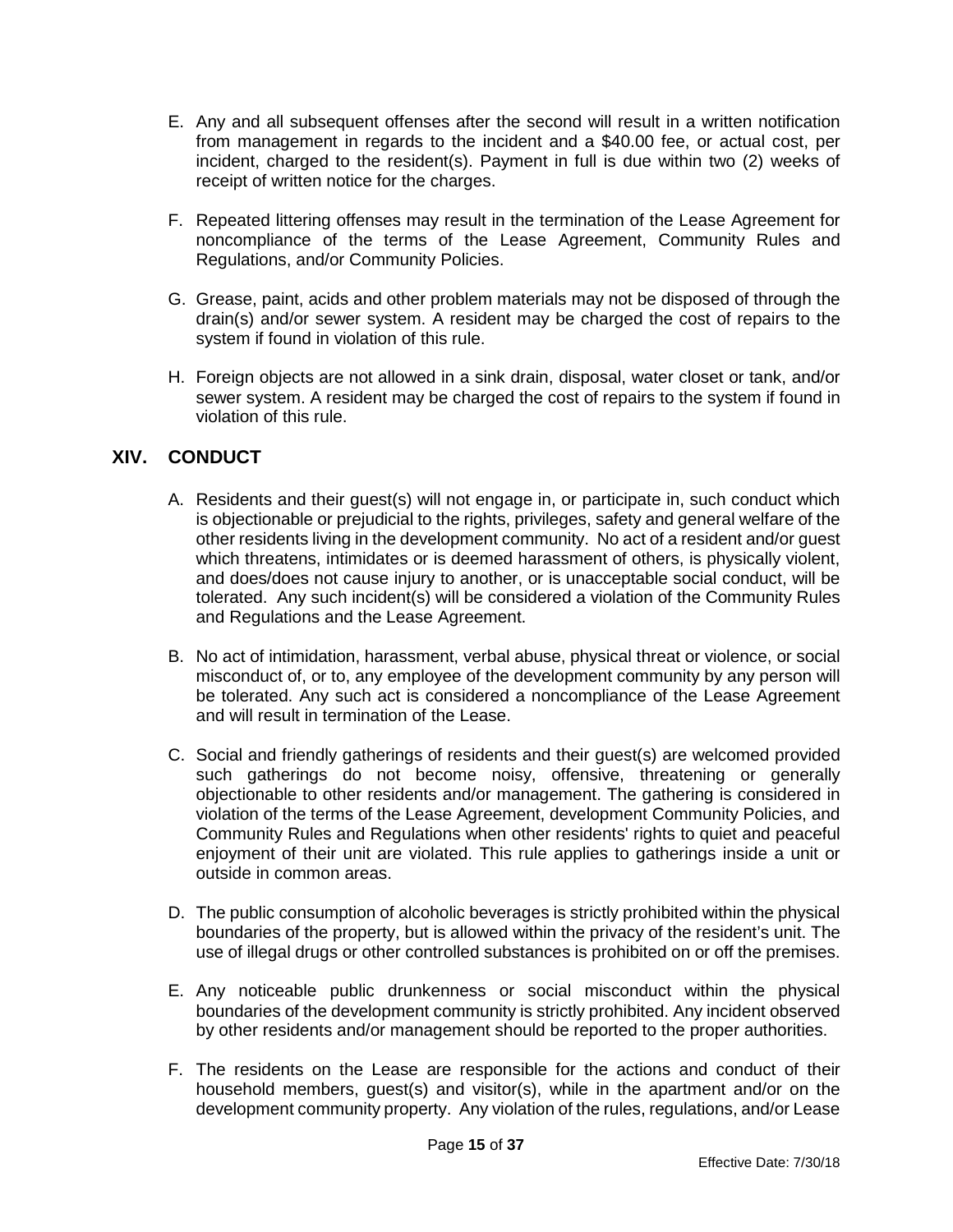E. Any and all subsequent offenses after the second will result in a written notification from management in regards to the incident and a $40.00 fee, or actual cost, per incident, charged to the resident(s). Payment in full is due within two (2) weeks of receipt of written notice for the charges.

F. Repeated littering offenses may result in the termination of the Lease Agreement for noncompliance of the terms of the Lease Agreement, Community Rules and Regulations, and/or Community Policies.

G. Grease, paint, acids and other problem materials may not be disposed of through the drain(s) and/or sewer system. A resident may be charged the cost of repairs to the system if found in violation of this rule.

H. Foreign objects are not allowed in a sink drain, disposal, water closet or tank, and/or sewer system. A resident may be charged the cost of repairs to the system if found in violation of this rule.

## XIV. CONDUCT

A. Residents and their guest(s) will not engage in, or participate in, such conduct which is objectionable or prejudicial to the rights, privileges, safety and general welfare of the other residents living in the development community. No act of a resident and/or guest which threatens, intimidates or is deemed harassment of others, is physically violent, and does/does not cause injury to another, or is unacceptable social conduct, will be tolerated. Any such incident(s) will be considered a violation of the Community Rules and Regulations and the Lease Agreement.

B. No act of intimidation, harassment, verbal abuse, physical threat or violence, or social misconduct of, or to, any employee of the development community by any person will be tolerated. Any such act is considered a noncompliance of the Lease Agreement and will result in termination of the Lease.

C. Social and friendly gatherings of residents and their guest(s) are welcomed provided such gatherings do not become noisy, offensive, threatening or generally objectionable to other residents and/or management. The gathering is considered in violation of the terms of the Lease Agreement, development Community Policies, and Community Rules and Regulations when other residents' rights to quiet and peaceful enjoyment of their unit are violated. This rule applies to gatherings inside a unit or outside in common areas.

D. The public consumption of alcoholic beverages is strictly prohibited within the physical boundaries of the property, but is allowed within the privacy of the resident's unit. The use of illegal drugs or other controlled substances is prohibited on or off the premises.

E. Any noticeable public drunkenness or social misconduct within the physical boundaries of the development community is strictly prohibited. Any incident observed by other residents and/or management should be reported to the proper authorities.

F. The residents on the Lease are responsible for the actions and conduct of their household members, guest(s) and visitor(s), while in the apartment and/or on the development community property. Any violation of the rules, regulations, and/or Lease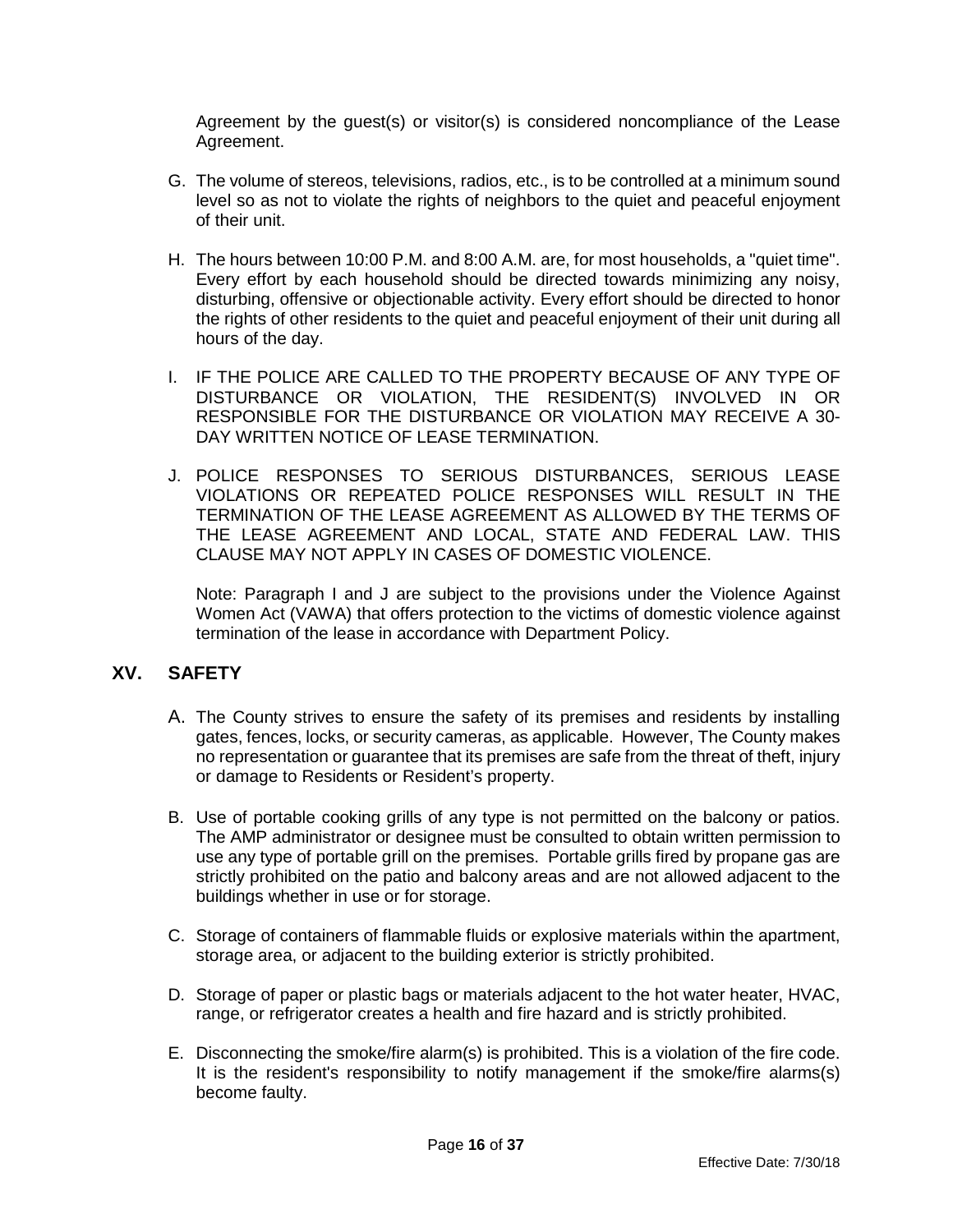Agreement by the guest(s) or visitor(s) is considered noncompliance of the Lease Agreement.

G. The volume of stereos, televisions, radios, etc., is to be controlled at a minimum sound level so as not to violate the rights of neighbors to the quiet and peaceful enjoyment of their unit.

H. The hours between 10:00 P.M. and 8:00 A.M. are, for most households, a "quiet time". Every effort by each household should be directed towards minimizing any noisy, disturbing, offensive or objectionable activity. Every effort should be directed to honor the rights of other residents to the quiet and peaceful enjoyment of their unit during all hours of the day.

I. IF THE POLICE ARE CALLED TO THE PROPERTY BECAUSE OF ANY TYPE OF DISTURBANCE OR VIOLATION, THE RESIDENT(S) INVOLVED IN OR RESPONSIBLE FOR THE DISTURBANCE OR VIOLATION MAY RECEIVE A 30-DAY WRITTEN NOTICE OF LEASE TERMINATION.

J. POLICE RESPONSES TO SERIOUS DISTURBANCES, SERIOUS LEASE VIOLATIONS OR REPEATED POLICE RESPONSES WILL RESULT IN THE TERMINATION OF THE LEASE AGREEMENT AS ALLOWED BY THE TERMS OF THE LEASE AGREEMENT AND LOCAL, STATE AND FEDERAL LAW. THIS CLAUSE MAY NOT APPLY IN CASES OF DOMESTIC VIOLENCE.

Note: Paragraph I and J are subject to the provisions under the Violence Against Women Act (VAWA) that offers protection to the victims of domestic violence against termination of the lease in accordance with Department Policy.

## XV. SAFETY

A. The County strives to ensure the safety of its premises and residents by installing gates, fences, locks, or security cameras, as applicable. However, The County makes no representation or guarantee that its premises are safe from the threat of theft, injury or damage to Residents or Resident's property.

B. Use of portable cooking grills of any type is not permitted on the balcony or patios. The AMP administrator or designee must be consulted to obtain written permission to use any type of portable grill on the premises. Portable grills fired by propane gas are strictly prohibited on the patio and balcony areas and are not allowed adjacent to the buildings whether in use or for storage.

C. Storage of containers of flammable fluids or explosive materials within the apartment, storage area, or adjacent to the building exterior is strictly prohibited.

D. Storage of paper or plastic bags or materials adjacent to the hot water heater, HVAC, range, or refrigerator creates a health and fire hazard and is strictly prohibited.

E. Disconnecting the smoke/fire alarm(s) is prohibited. This is a violation of the fire code. It is the resident's responsibility to notify management if the smoke/fire alarms(s) become faulty.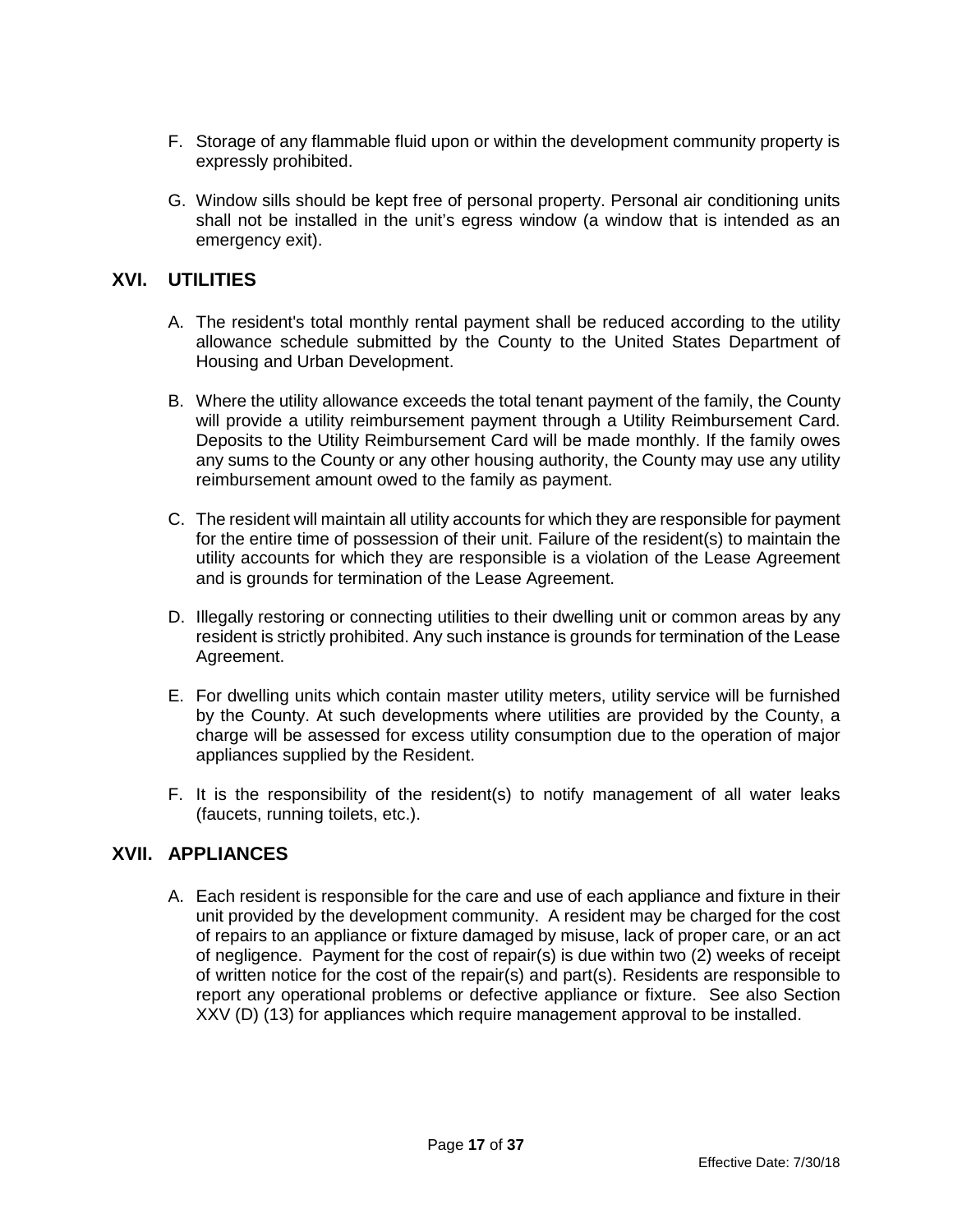F. Storage of any flammable fluid upon or within the development community property is expressly prohibited.

G. Window sills should be kept free of personal property. Personal air conditioning units shall not be installed in the unit's egress window (a window that is intended as an emergency exit).

## XVI. UTILITIES

A. The resident's total monthly rental payment shall be reduced according to the utility allowance schedule submitted by the County to the United States Department of Housing and Urban Development.

B. Where the utility allowance exceeds the total tenant payment of the family, the County will provide a utility reimbursement payment through a Utility Reimbursement Card. Deposits to the Utility Reimbursement Card will be made monthly. If the family owes any sums to the County or any other housing authority, the County may use any utility reimbursement amount owed to the family as payment.

C. The resident will maintain all utility accounts for which they are responsible for payment for the entire time of possession of their unit. Failure of the resident(s) to maintain the utility accounts for which they are responsible is a violation of the Lease Agreement and is grounds for termination of the Lease Agreement.

D. Illegally restoring or connecting utilities to their dwelling unit or common areas by any resident is strictly prohibited. Any such instance is grounds for termination of the Lease Agreement.

E. For dwelling units which contain master utility meters, utility service will be furnished by the County. At such developments where utilities are provided by the County, a charge will be assessed for excess utility consumption due to the operation of major appliances supplied by the Resident.

F. It is the responsibility of the resident(s) to notify management of all water leaks (faucets, running toilets, etc.).

## XVII. APPLIANCES

A. Each resident is responsible for the care and use of each appliance and fixture in their unit provided by the development community. A resident may be charged for the cost of repairs to an appliance or fixture damaged by misuse, lack of proper care, or an act of negligence. Payment for the cost of repair(s) is due within two (2) weeks of receipt of written notice for the cost of the repair(s) and part(s). Residents are responsible to report any operational problems or defective appliance or fixture. See also Section XXV (D) (13) for appliances which require management approval to be installed.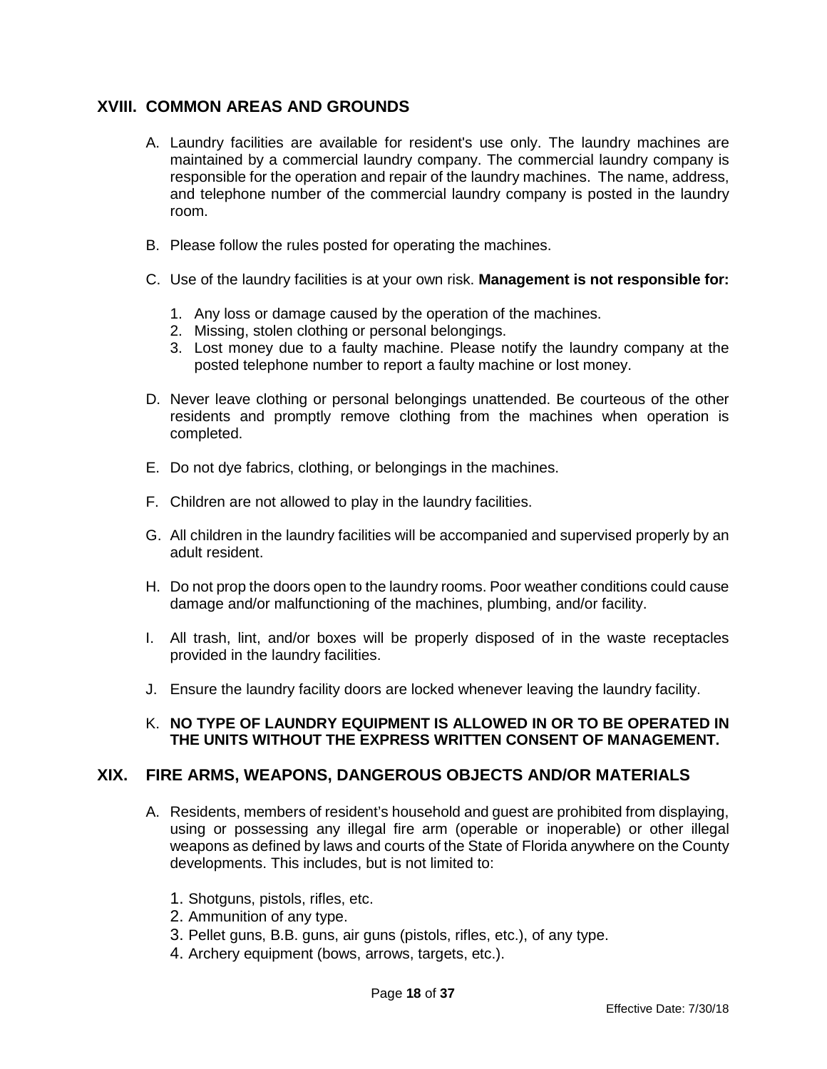## XVIII. COMMON AREAS AND GROUNDS

A. Laundry facilities are available for resident's use only. The laundry machines are maintained by a commercial laundry company. The commercial laundry company is responsible for the operation and repair of the laundry machines. The name, address, and telephone number of the commercial laundry company is posted in the laundry room.

B. Please follow the rules posted for operating the machines.

C. Use of the laundry facilities is at your own risk. **Management is not responsible for:**

   1. Any loss or damage caused by the operation of the machines.
   2. Missing, stolen clothing or personal belongings.
   3. Lost money due to a faulty machine. Please notify the laundry company at the posted telephone number to report a faulty machine or lost money.

D. Never leave clothing or personal belongings unattended. Be courteous of the other residents and promptly remove clothing from the machines when operation is completed.

E. Do not dye fabrics, clothing, or belongings in the machines.

F. Children are not allowed to play in the laundry facilities.

G. All children in the laundry facilities will be accompanied and supervised properly by an adult resident.

H. Do not prop the doors open to the laundry rooms. Poor weather conditions could cause damage and/or malfunctioning of the machines, plumbing, and/or facility.

I. All trash, lint, and/or boxes will be properly disposed of in the waste receptacles provided in the laundry facilities.

J. Ensure the laundry facility doors are locked whenever leaving the laundry facility.

K. **NO TYPE OF LAUNDRY EQUIPMENT IS ALLOWED IN OR TO BE OPERATED IN THE UNITS WITHOUT THE EXPRESS WRITTEN CONSENT OF MANAGEMENT.**

## XIX. FIRE ARMS, WEAPONS, DANGEROUS OBJECTS AND/OR MATERIALS

A. Residents, members of resident's household and guest are prohibited from displaying, using or possessing any illegal fire arm (operable or inoperable) or other illegal weapons as defined by laws and courts of the State of Florida anywhere on the County developments. This includes, but is not limited to:

   1. Shotguns, pistols, rifles, etc.
   2. Ammunition of any type.
   3. Pellet guns, B.B. guns, air guns (pistols, rifles, etc.), of any type.
   4. Archery equipment (bows, arrows, targets, etc.).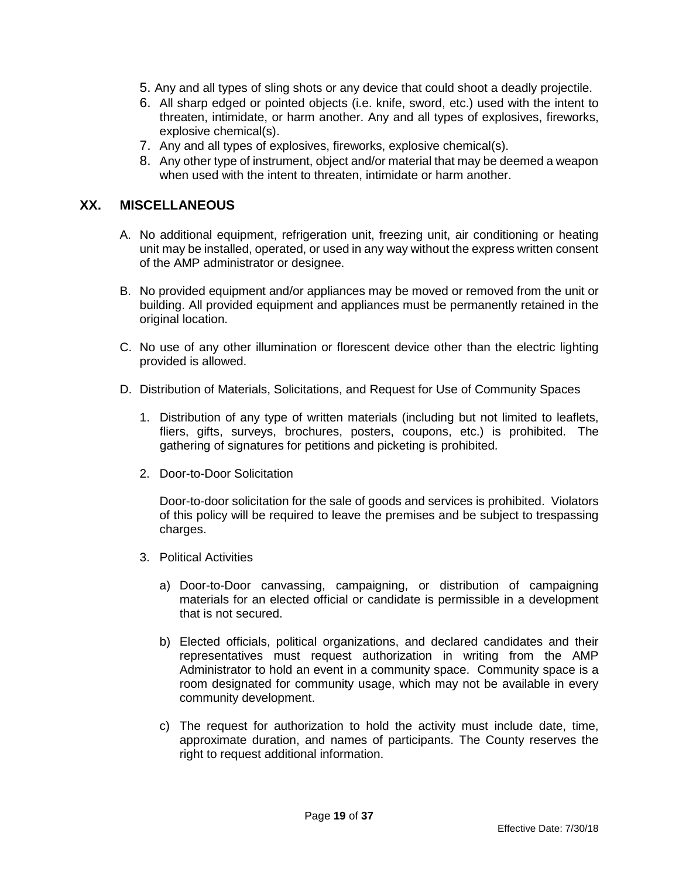5. Any and all types of sling shots or any device that could shoot a deadly projectile.
6. All sharp edged or pointed objects (i.e. knife, sword, etc.) used with the intent to threaten, intimidate, or harm another. Any and all types of explosives, fireworks, explosive chemical(s).
7. Any and all types of explosives, fireworks, explosive chemical(s).
8. Any other type of instrument, object and/or material that may be deemed a weapon when used with the intent to threaten, intimidate or harm another.

## XX. MISCELLANEOUS

A. No additional equipment, refrigeration unit, freezing unit, air conditioning or heating unit may be installed, operated, or used in any way without the express written consent of the AMP administrator or designee.

B. No provided equipment and/or appliances may be moved or removed from the unit or building. All provided equipment and appliances must be permanently retained in the original location.

C. No use of any other illumination or florescent device other than the electric lighting provided is allowed.

D. Distribution of Materials, Solicitations, and Request for Use of Community Spaces

1. Distribution of any type of written materials (including but not limited to leaflets, fliers, gifts, surveys, brochures, posters, coupons, etc.) is prohibited. The gathering of signatures for petitions and picketing is prohibited.

2. Door-to-Door Solicitation

   Door-to-door solicitation for the sale of goods and services is prohibited. Violators of this policy will be required to leave the premises and be subject to trespassing charges.

3. Political Activities

   a) Door-to-Door canvassing, campaigning, or distribution of campaigning materials for an elected official or candidate is permissible in a development that is not secured.

   b) Elected officials, political organizations, and declared candidates and their representatives must request authorization in writing from the AMP Administrator to hold an event in a community space. Community space is a room designated for community usage, which may not be available in every community development.

   c) The request for authorization to hold the activity must include date, time, approximate duration, and names of participants. The County reserves the right to request additional information.

Effective Date: 7/30/18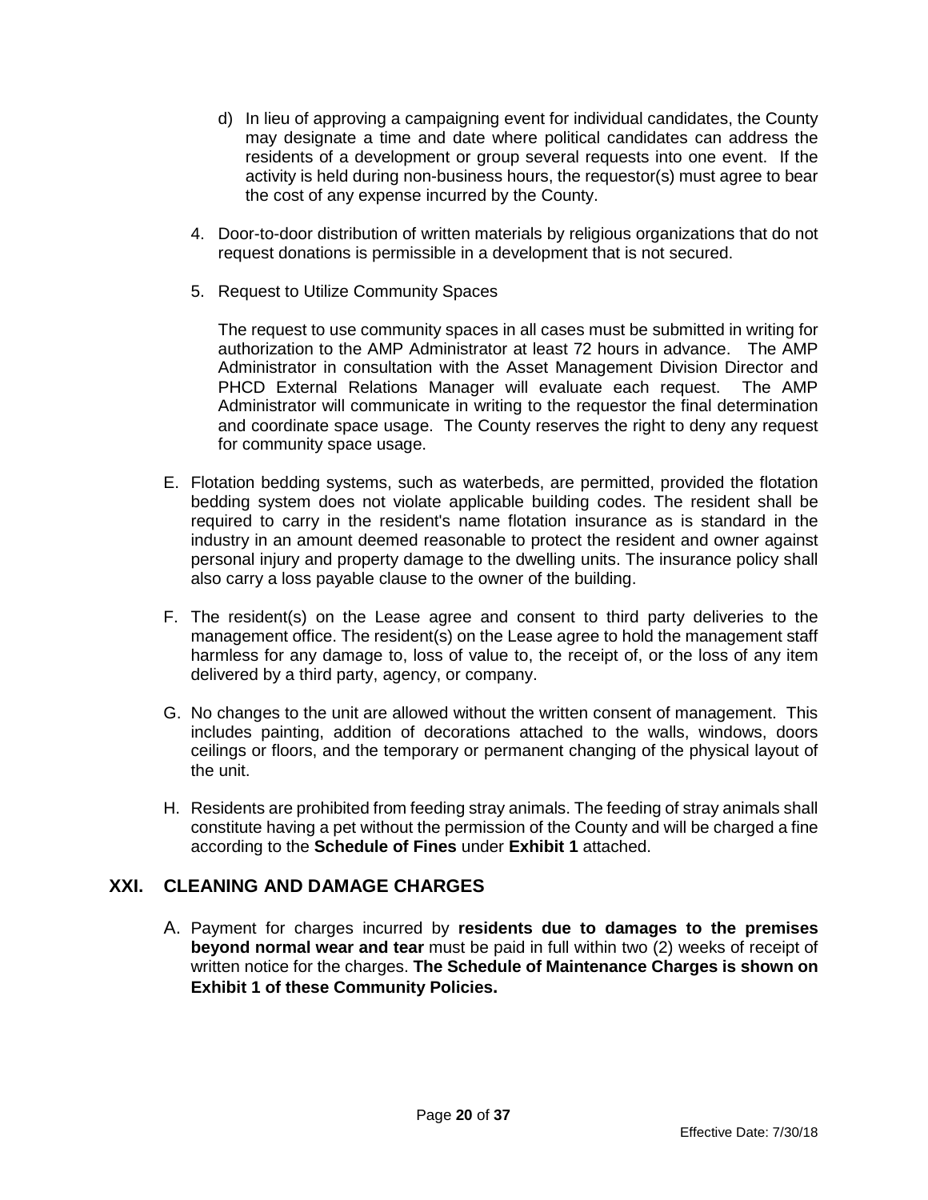d) In lieu of approving a campaigning event for individual candidates, the County may designate a time and date where political candidates can address the residents of a development or group several requests into one event. If the activity is held during non-business hours, the requestor(s) must agree to bear the cost of any expense incurred by the County.

4. Door-to-door distribution of written materials by religious organizations that do not request donations is permissible in a development that is not secured.

5. Request to Utilize Community Spaces

   The request to use community spaces in all cases must be submitted in writing for authorization to the AMP Administrator at least 72 hours in advance. The AMP Administrator in consultation with the Asset Management Division Director and PHCD External Relations Manager will evaluate each request. The AMP Administrator will communicate in writing to the requestor the final determination and coordinate space usage. The County reserves the right to deny any request for community space usage.

E. Flotation bedding systems, such as waterbeds, are permitted, provided the flotation bedding system does not violate applicable building codes. The resident shall be required to carry in the resident's name flotation insurance as is standard in the industry in an amount deemed reasonable to protect the resident and owner against personal injury and property damage to the dwelling units. The insurance policy shall also carry a loss payable clause to the owner of the building.

F. The resident(s) on the Lease agree and consent to third party deliveries to the management office. The resident(s) on the Lease agree to hold the management staff harmless for any damage to, loss of value to, the receipt of, or the loss of any item delivered by a third party, agency, or company.

G. No changes to the unit are allowed without the written consent of management. This includes painting, addition of decorations attached to the walls, windows, doors ceilings or floors, and the temporary or permanent changing of the physical layout of the unit.

H. Residents are prohibited from feeding stray animals. The feeding of stray animals shall constitute having a pet without the permission of the County and will be charged a fine according to the **Schedule of Fines** under **Exhibit 1** attached.

## XXI. CLEANING AND DAMAGE CHARGES

A. Payment for charges incurred by **residents due to damages to the premises beyond normal wear and tear** must be paid in full within two (2) weeks of receipt of written notice for the charges. **The Schedule of Maintenance Charges is shown on Exhibit 1 of these Community Policies.**

Effective Date: 7/30/18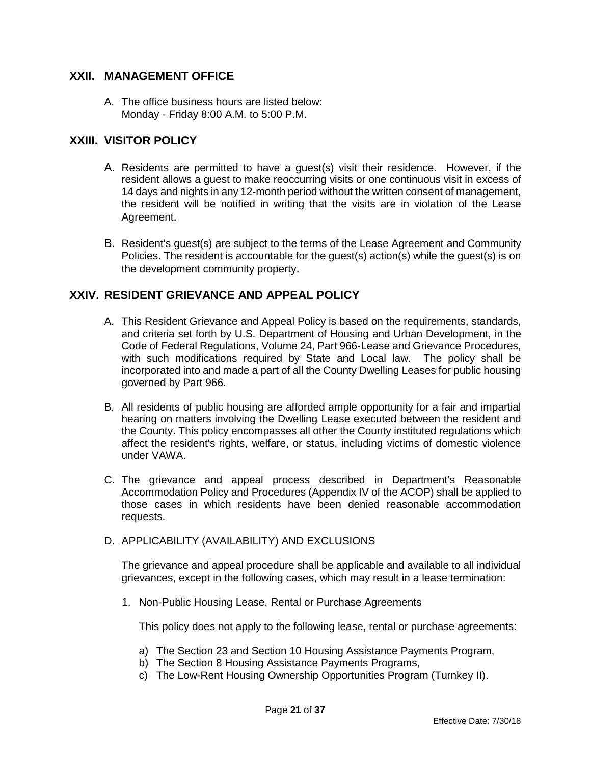## XXII. MANAGEMENT OFFICE

A. The office business hours are listed below:
   Monday - Friday 8:00 A.M. to 5:00 P.M.

## XXIII. VISITOR POLICY

A. Residents are permitted to have a guest(s) visit their residence. However, if the resident allows a guest to make reoccurring visits or one continuous visit in excess of 14 days and nights in any 12-month period without the written consent of management, the resident will be notified in writing that the visits are in violation of the Lease Agreement.

B. Resident's guest(s) are subject to the terms of the Lease Agreement and Community Policies. The resident is accountable for the guest(s) action(s) while the guest(s) is on the development community property.

## XXIV. RESIDENT GRIEVANCE AND APPEAL POLICY

A. This Resident Grievance and Appeal Policy is based on the requirements, standards, and criteria set forth by U.S. Department of Housing and Urban Development, in the Code of Federal Regulations, Volume 24, Part 966-Lease and Grievance Procedures, with such modifications required by State and Local law. The policy shall be incorporated into and made a part of all the County Dwelling Leases for public housing governed by Part 966.

B. All residents of public housing are afforded ample opportunity for a fair and impartial hearing on matters involving the Dwelling Lease executed between the resident and the County. This policy encompasses all other the County instituted regulations which affect the resident's rights, welfare, or status, including victims of domestic violence under VAWA.

C. The grievance and appeal process described in Department's Reasonable Accommodation Policy and Procedures (Appendix IV of the ACOP) shall be applied to those cases in which residents have been denied reasonable accommodation requests.

D. APPLICABILITY (AVAILABILITY) AND EXCLUSIONS

   The grievance and appeal procedure shall be applicable and available to all individual grievances, except in the following cases, which may result in a lease termination:

   1. Non-Public Housing Lease, Rental or Purchase Agreements

      This policy does not apply to the following lease, rental or purchase agreements:

      a) The Section 23 and Section 10 Housing Assistance Payments Program,
      b) The Section 8 Housing Assistance Payments Programs,
      c) The Low-Rent Housing Ownership Opportunities Program (Turnkey II).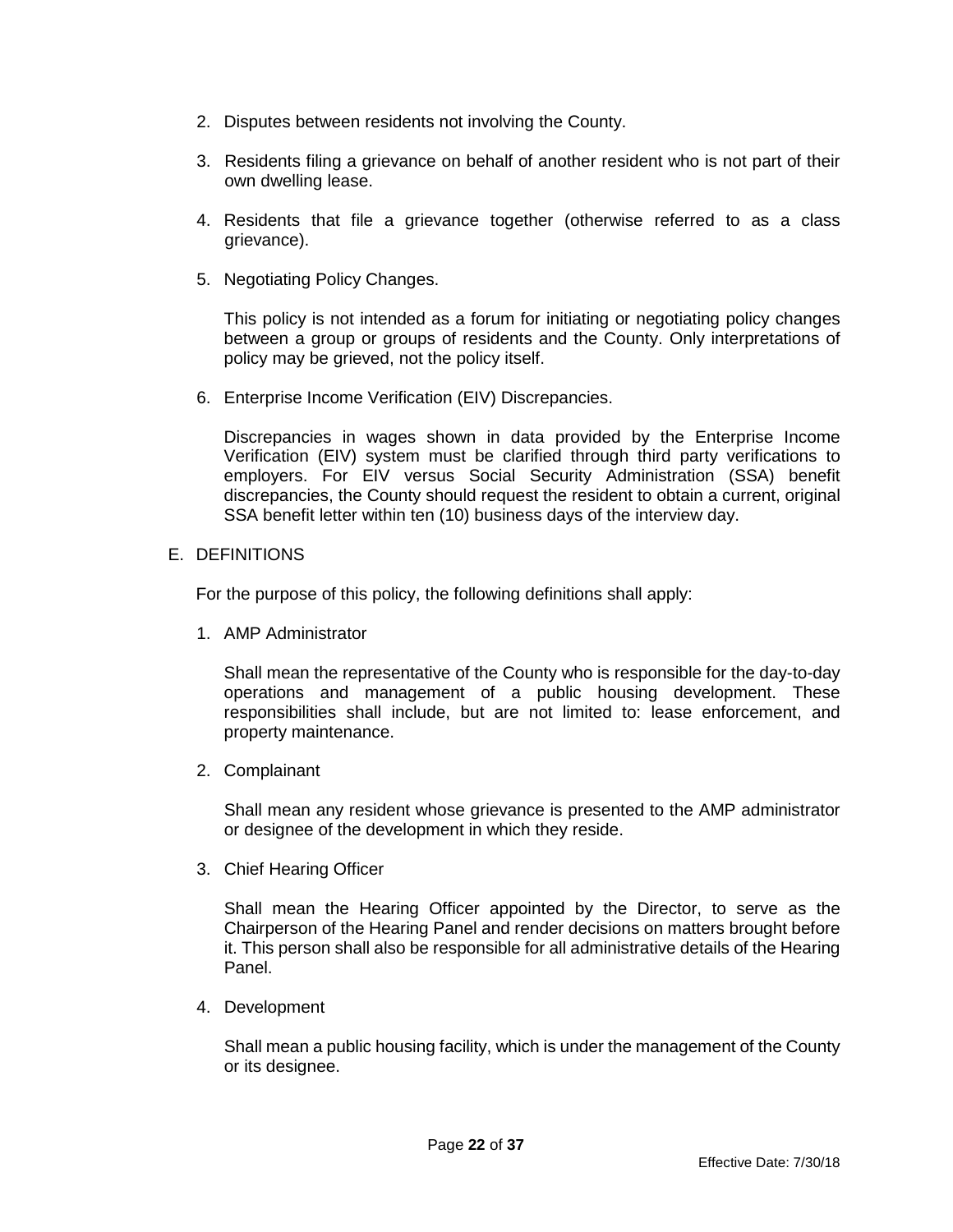2. Disputes between residents not involving the County.

3. Residents filing a grievance on behalf of another resident who is not part of their own dwelling lease.

4. Residents that file a grievance together (otherwise referred to as a class grievance).

5. Negotiating Policy Changes.

   This policy is not intended as a forum for initiating or negotiating policy changes between a group or groups of residents and the County. Only interpretations of policy may be grieved, not the policy itself.

6. Enterprise Income Verification (EIV) Discrepancies.

   Discrepancies in wages shown in data provided by the Enterprise Income Verification (EIV) system must be clarified through third party verifications to employers. For EIV versus Social Security Administration (SSA) benefit discrepancies, the County should request the resident to obtain a current, original SSA benefit letter within ten (10) business days of the interview day.

E. DEFINITIONS

For the purpose of this policy, the following definitions shall apply:

1. AMP Administrator

   Shall mean the representative of the County who is responsible for the day-to-day operations and management of a public housing development. These responsibilities shall include, but are not limited to: lease enforcement, and property maintenance.

2. Complainant

   Shall mean any resident whose grievance is presented to the AMP administrator or designee of the development in which they reside.

3. Chief Hearing Officer

   Shall mean the Hearing Officer appointed by the Director, to serve as the Chairperson of the Hearing Panel and render decisions on matters brought before it. This person shall also be responsible for all administrative details of the Hearing Panel.

4. Development

   Shall mean a public housing facility, which is under the management of the County or its designee.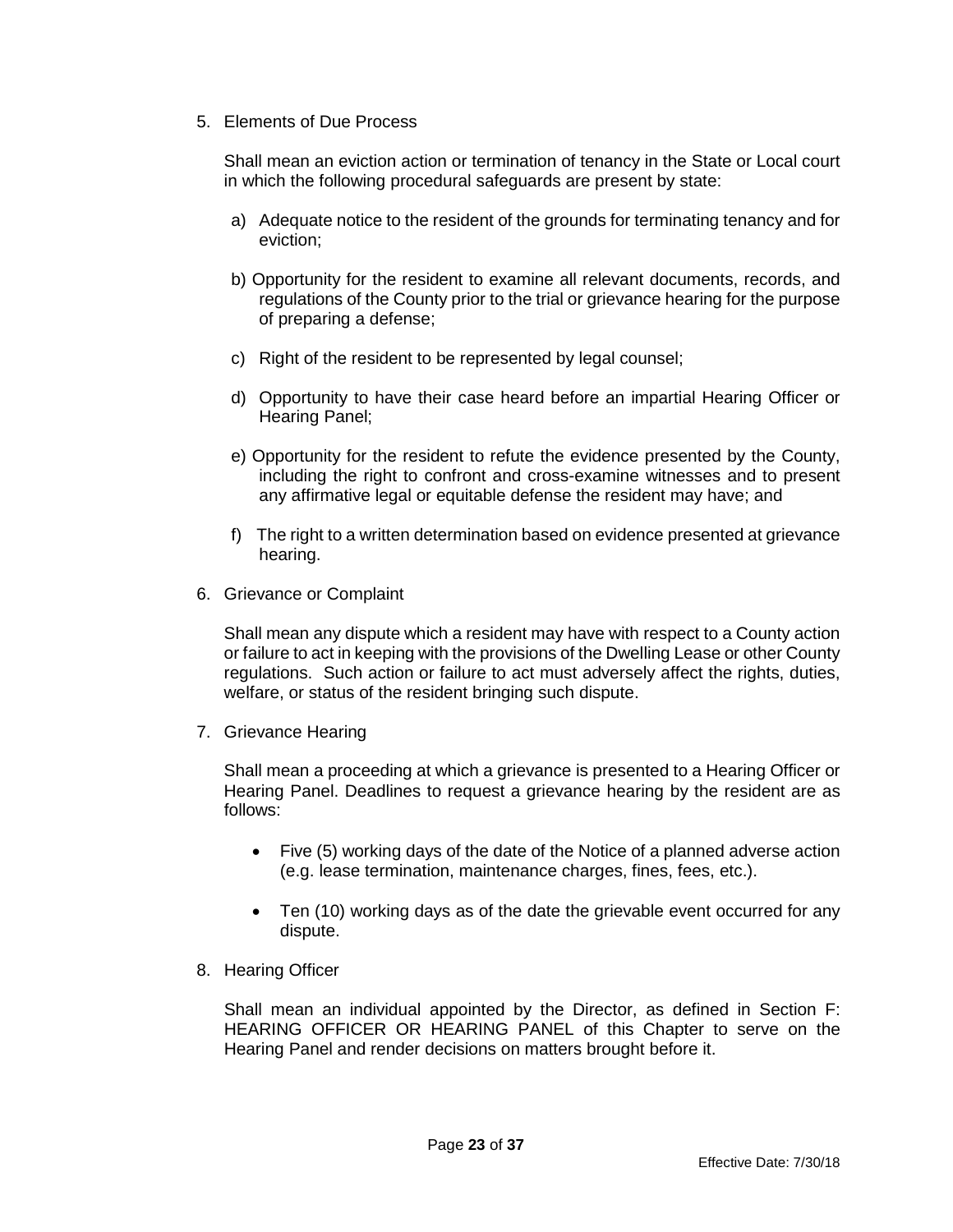5. Elements of Due Process

   Shall mean an eviction action or termination of tenancy in the State or Local court in which the following procedural safeguards are present by state:

   a) Adequate notice to the resident of the grounds for terminating tenancy and for eviction;

   b) Opportunity for the resident to examine all relevant documents, records, and regulations of the County prior to the trial or grievance hearing for the purpose of preparing a defense;

   c) Right of the resident to be represented by legal counsel;

   d) Opportunity to have their case heard before an impartial Hearing Officer or Hearing Panel;

   e) Opportunity for the resident to refute the evidence presented by the County, including the right to confront and cross-examine witnesses and to present any affirmative legal or equitable defense the resident may have; and

   f) The right to a written determination based on evidence presented at grievance hearing.

6. Grievance or Complaint

   Shall mean any dispute which a resident may have with respect to a County action or failure to act in keeping with the provisions of the Dwelling Lease or other County regulations. Such action or failure to act must adversely affect the rights, duties, welfare, or status of the resident bringing such dispute.

7. Grievance Hearing

   Shall mean a proceeding at which a grievance is presented to a Hearing Officer or Hearing Panel. Deadlines to request a grievance hearing by the resident are as follows:

   - Five (5) working days of the date of the Notice of a planned adverse action (e.g. lease termination, maintenance charges, fines, fees, etc.).

   - Ten (10) working days as of the date the grievable event occurred for any dispute.

8. Hearing Officer

   Shall mean an individual appointed by the Director, as defined in Section F: HEARING OFFICER OR HEARING PANEL of this Chapter to serve on the Hearing Panel and render decisions on matters brought before it.

Effective Date: 7/30/18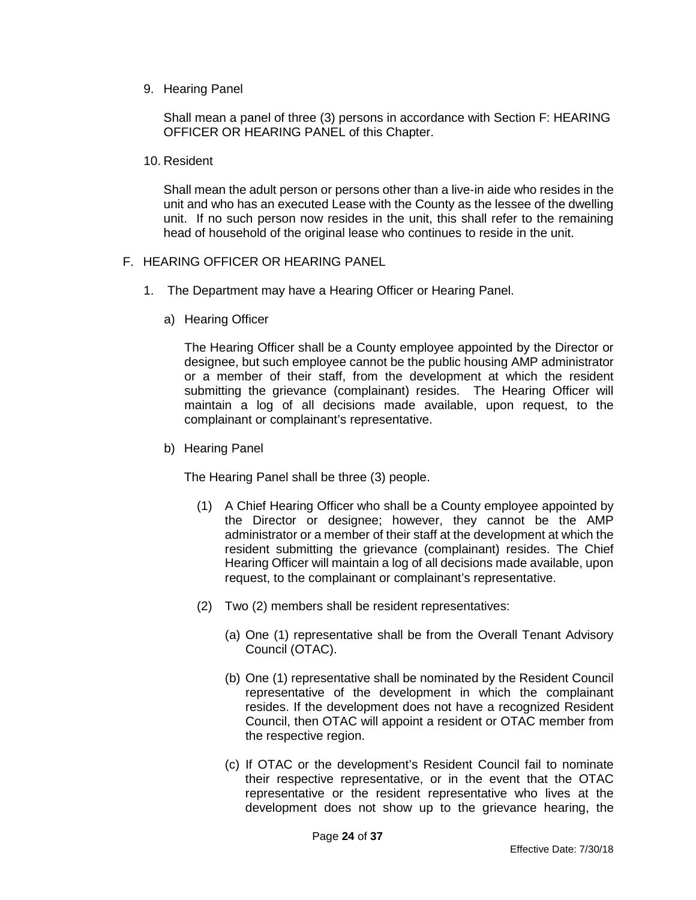9. Hearing Panel

   Shall mean a panel of three (3) persons in accordance with Section F: HEARING OFFICER OR HEARING PANEL of this Chapter.

10. Resident

    Shall mean the adult person or persons other than a live-in aide who resides in the unit and who has an executed Lease with the County as the lessee of the dwelling unit. If no such person now resides in the unit, this shall refer to the remaining head of household of the original lease who continues to reside in the unit.

F. HEARING OFFICER OR HEARING PANEL

1. The Department may have a Hearing Officer or Hearing Panel.

   a) Hearing Officer

      The Hearing Officer shall be a County employee appointed by the Director or designee, but such employee cannot be the public housing AMP administrator or a member of their staff, from the development at which the resident submitting the grievance (complainant) resides. The Hearing Officer will maintain a log of all decisions made available, upon request, to the complainant or complainant's representative.

   b) Hearing Panel

      The Hearing Panel shall be three (3) people.

      (1) A Chief Hearing Officer who shall be a County employee appointed by the Director or designee; however, they cannot be the AMP administrator or a member of their staff at the development at which the resident submitting the grievance (complainant) resides. The Chief Hearing Officer will maintain a log of all decisions made available, upon request, to the complainant or complainant's representative.

      (2) Two (2) members shall be resident representatives:

         (a) One (1) representative shall be from the Overall Tenant Advisory Council (OTAC).

         (b) One (1) representative shall be nominated by the Resident Council representative of the development in which the complainant resides. If the development does not have a recognized Resident Council, then OTAC will appoint a resident or OTAC member from the respective region.

         (c) If OTAC or the development's Resident Council fail to nominate their respective representative, or in the event that the OTAC representative or the resident representative who lives at the development does not show up to the grievance hearing, the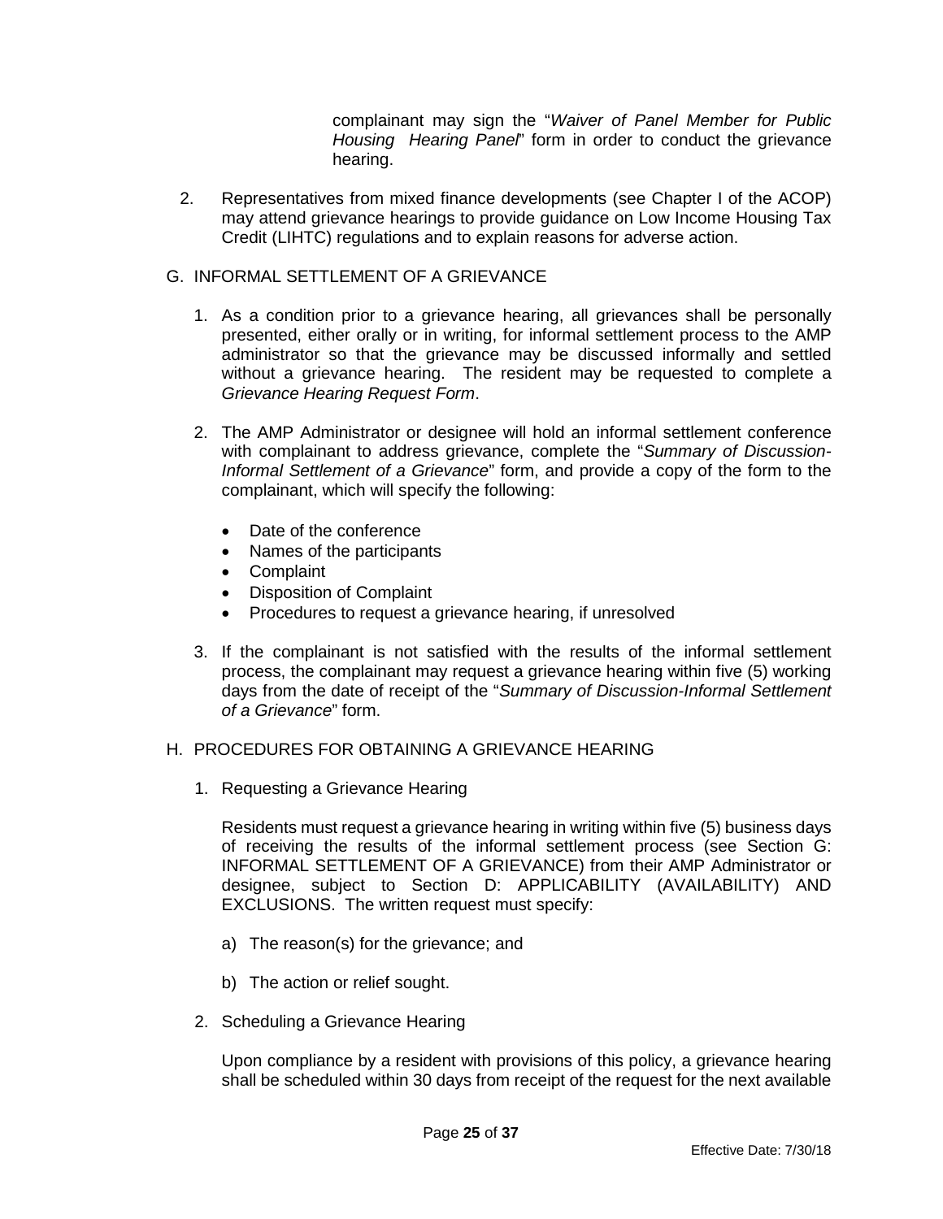complainant may sign the "*Waiver of Panel Member for Public Housing Hearing Panel*" form in order to conduct the grievance hearing.

2. Representatives from mixed finance developments (see Chapter I of the ACOP) may attend grievance hearings to provide guidance on Low Income Housing Tax Credit (LIHTC) regulations and to explain reasons for adverse action.

## G. INFORMAL SETTLEMENT OF A GRIEVANCE

1. As a condition prior to a grievance hearing, all grievances shall be personally presented, either orally or in writing, for informal settlement process to the AMP administrator so that the grievance may be discussed informally and settled without a grievance hearing. The resident may be requested to complete a *Grievance Hearing Request Form*.

2. The AMP Administrator or designee will hold an informal settlement conference with complainant to address grievance, complete the "*Summary of Discussion-Informal Settlement of a Grievance*" form, and provide a copy of the form to the complainant, which will specify the following:

   - Date of the conference
   - Names of the participants
   - Complaint
   - Disposition of Complaint
   - Procedures to request a grievance hearing, if unresolved

3. If the complainant is not satisfied with the results of the informal settlement process, the complainant may request a grievance hearing within five (5) working days from the date of receipt of the "*Summary of Discussion-Informal Settlement of a Grievance*" form.

## H. PROCEDURES FOR OBTAINING A GRIEVANCE HEARING

1. Requesting a Grievance Hearing

   Residents must request a grievance hearing in writing within five (5) business days of receiving the results of the informal settlement process (see Section G: INFORMAL SETTLEMENT OF A GRIEVANCE) from their AMP Administrator or designee, subject to Section D: APPLICABILITY (AVAILABILITY) AND EXCLUSIONS. The written request must specify:

   a) The reason(s) for the grievance; and

   b) The action or relief sought.

2. Scheduling a Grievance Hearing

   Upon compliance by a resident with provisions of this policy, a grievance hearing shall be scheduled within 30 days from receipt of the request for the next available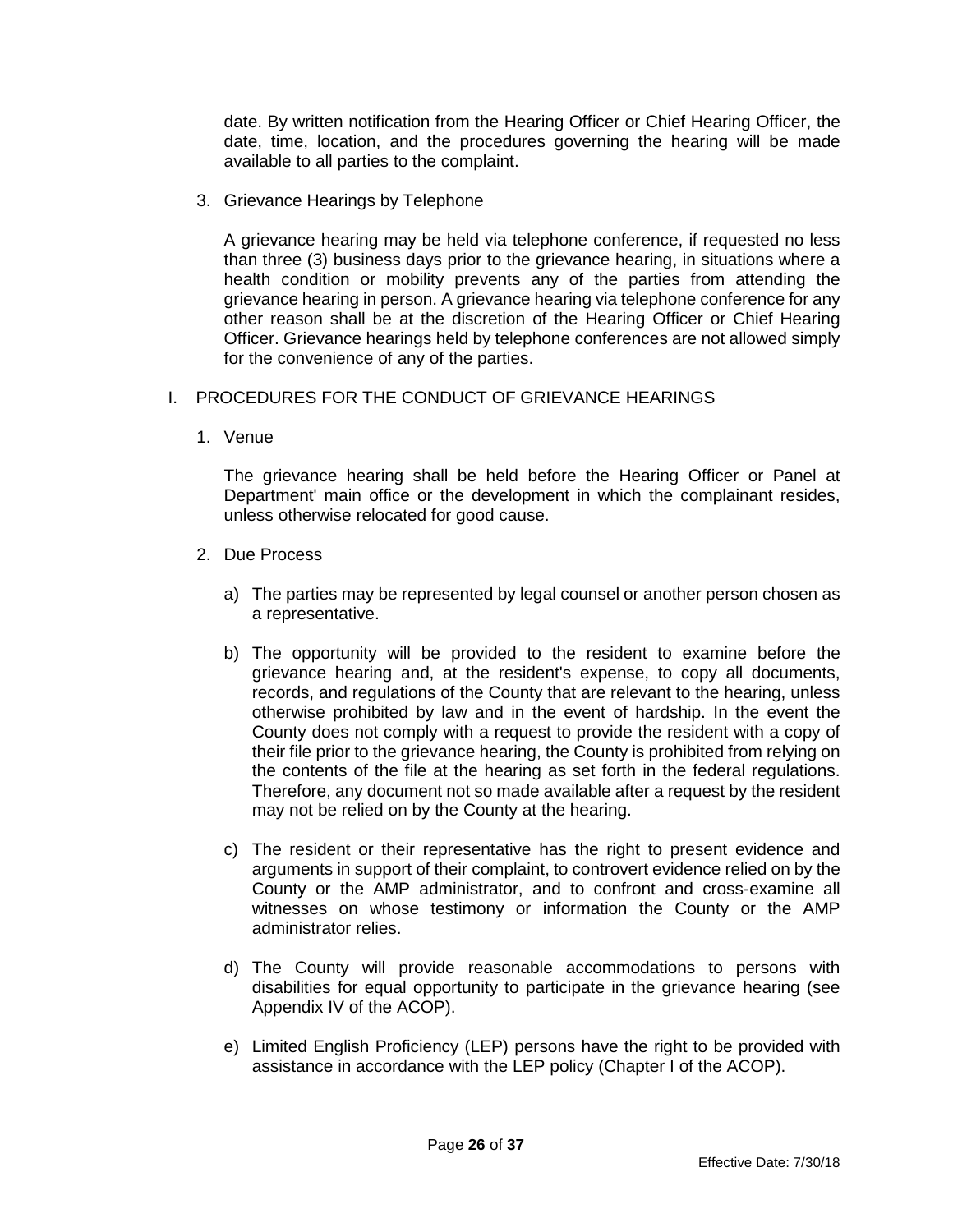date. By written notification from the Hearing Officer or Chief Hearing Officer, the date, time, location, and the procedures governing the hearing will be made available to all parties to the complaint.

3. Grievance Hearings by Telephone

   A grievance hearing may be held via telephone conference, if requested no less than three (3) business days prior to the grievance hearing, in situations where a health condition or mobility prevents any of the parties from attending the grievance hearing in person. A grievance hearing via telephone conference for any other reason shall be at the discretion of the Hearing Officer or Chief Hearing Officer. Grievance hearings held by telephone conferences are not allowed simply for the convenience of any of the parties.

## I. PROCEDURES FOR THE CONDUCT OF GRIEVANCE HEARINGS

1. Venue

   The grievance hearing shall be held before the Hearing Officer or Panel at Department' main office or the development in which the complainant resides, unless otherwise relocated for good cause.

2. Due Process

   a) The parties may be represented by legal counsel or another person chosen as a representative.

   b) The opportunity will be provided to the resident to examine before the grievance hearing and, at the resident's expense, to copy all documents, records, and regulations of the County that are relevant to the hearing, unless otherwise prohibited by law and in the event of hardship. In the event the County does not comply with a request to provide the resident with a copy of their file prior to the grievance hearing, the County is prohibited from relying on the contents of the file at the hearing as set forth in the federal regulations. Therefore, any document not so made available after a request by the resident may not be relied on by the County at the hearing.

   c) The resident or their representative has the right to present evidence and arguments in support of their complaint, to controvert evidence relied on by the County or the AMP administrator, and to confront and cross-examine all witnesses on whose testimony or information the County or the AMP administrator relies.

   d) The County will provide reasonable accommodations to persons with disabilities for equal opportunity to participate in the grievance hearing (see Appendix IV of the ACOP).

   e) Limited English Proficiency (LEP) persons have the right to be provided with assistance in accordance with the LEP policy (Chapter I of the ACOP).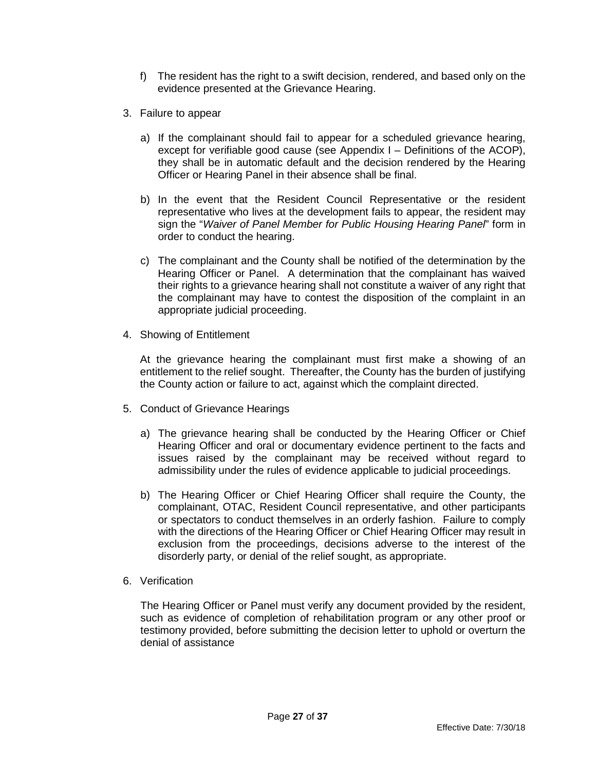f) The resident has the right to a swift decision, rendered, and based only on the evidence presented at the Grievance Hearing.

3. Failure to appear

   a) If the complainant should fail to appear for a scheduled grievance hearing, except for verifiable good cause (see Appendix I – Definitions of the ACOP), they shall be in automatic default and the decision rendered by the Hearing Officer or Hearing Panel in their absence shall be final.

   b) In the event that the Resident Council Representative or the resident representative who lives at the development fails to appear, the resident may sign the "*Waiver of Panel Member for Public Housing Hearing Panel*" form in order to conduct the hearing.

   c) The complainant and the County shall be notified of the determination by the Hearing Officer or Panel. A determination that the complainant has waived their rights to a grievance hearing shall not constitute a waiver of any right that the complainant may have to contest the disposition of the complaint in an appropriate judicial proceeding.

4. Showing of Entitlement

   At the grievance hearing the complainant must first make a showing of an entitlement to the relief sought. Thereafter, the County has the burden of justifying the County action or failure to act, against which the complaint directed.

5. Conduct of Grievance Hearings

   a) The grievance hearing shall be conducted by the Hearing Officer or Chief Hearing Officer and oral or documentary evidence pertinent to the facts and issues raised by the complainant may be received without regard to admissibility under the rules of evidence applicable to judicial proceedings.

   b) The Hearing Officer or Chief Hearing Officer shall require the County, the complainant, OTAC, Resident Council representative, and other participants or spectators to conduct themselves in an orderly fashion. Failure to comply with the directions of the Hearing Officer or Chief Hearing Officer may result in exclusion from the proceedings, decisions adverse to the interest of the disorderly party, or denial of the relief sought, as appropriate.

6. Verification

   The Hearing Officer or Panel must verify any document provided by the resident, such as evidence of completion of rehabilitation program or any other proof or testimony provided, before submitting the decision letter to uphold or overturn the denial of assistance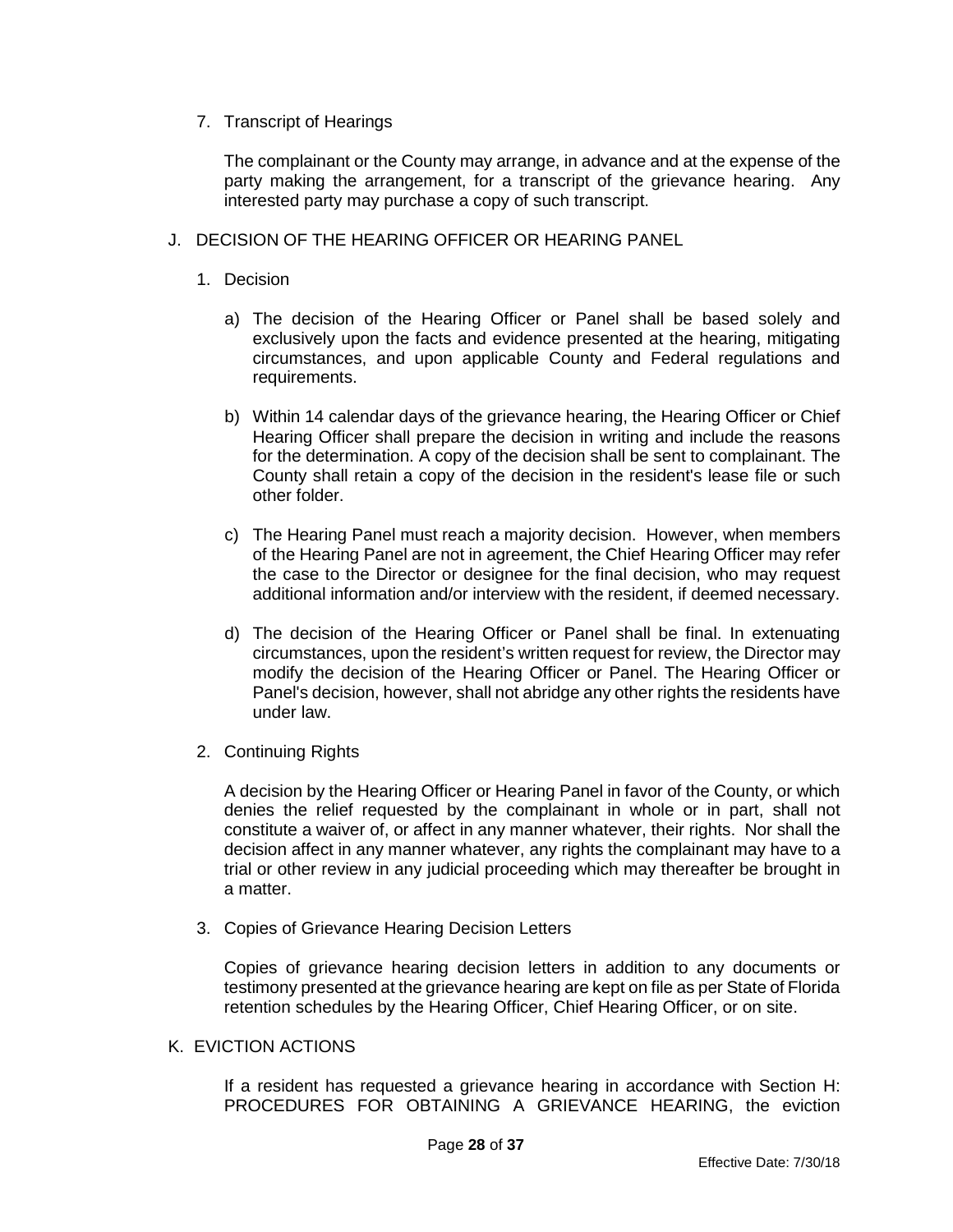7. Transcript of Hearings

   The complainant or the County may arrange, in advance and at the expense of the party making the arrangement, for a transcript of the grievance hearing. Any interested party may purchase a copy of such transcript.

## J. DECISION OF THE HEARING OFFICER OR HEARING PANEL

1. Decision

   a) The decision of the Hearing Officer or Panel shall be based solely and exclusively upon the facts and evidence presented at the hearing, mitigating circumstances, and upon applicable County and Federal regulations and requirements.

   b) Within 14 calendar days of the grievance hearing, the Hearing Officer or Chief Hearing Officer shall prepare the decision in writing and include the reasons for the determination. A copy of the decision shall be sent to complainant. The County shall retain a copy of the decision in the resident's lease file or such other folder.

   c) The Hearing Panel must reach a majority decision. However, when members of the Hearing Panel are not in agreement, the Chief Hearing Officer may refer the case to the Director or designee for the final decision, who may request additional information and/or interview with the resident, if deemed necessary.

   d) The decision of the Hearing Officer or Panel shall be final. In extenuating circumstances, upon the resident's written request for review, the Director may modify the decision of the Hearing Officer or Panel. The Hearing Officer or Panel's decision, however, shall not abridge any other rights the residents have under law.

2. Continuing Rights

   A decision by the Hearing Officer or Hearing Panel in favor of the County, or which denies the relief requested by the complainant in whole or in part, shall not constitute a waiver of, or affect in any manner whatever, their rights. Nor shall the decision affect in any manner whatever, any rights the complainant may have to a trial or other review in any judicial proceeding which may thereafter be brought in a matter.

3. Copies of Grievance Hearing Decision Letters

   Copies of grievance hearing decision letters in addition to any documents or testimony presented at the grievance hearing are kept on file as per State of Florida retention schedules by the Hearing Officer, Chief Hearing Officer, or on site.

## K. EVICTION ACTIONS

If a resident has requested a grievance hearing in accordance with Section H: PROCEDURES FOR OBTAINING A GRIEVANCE HEARING, the eviction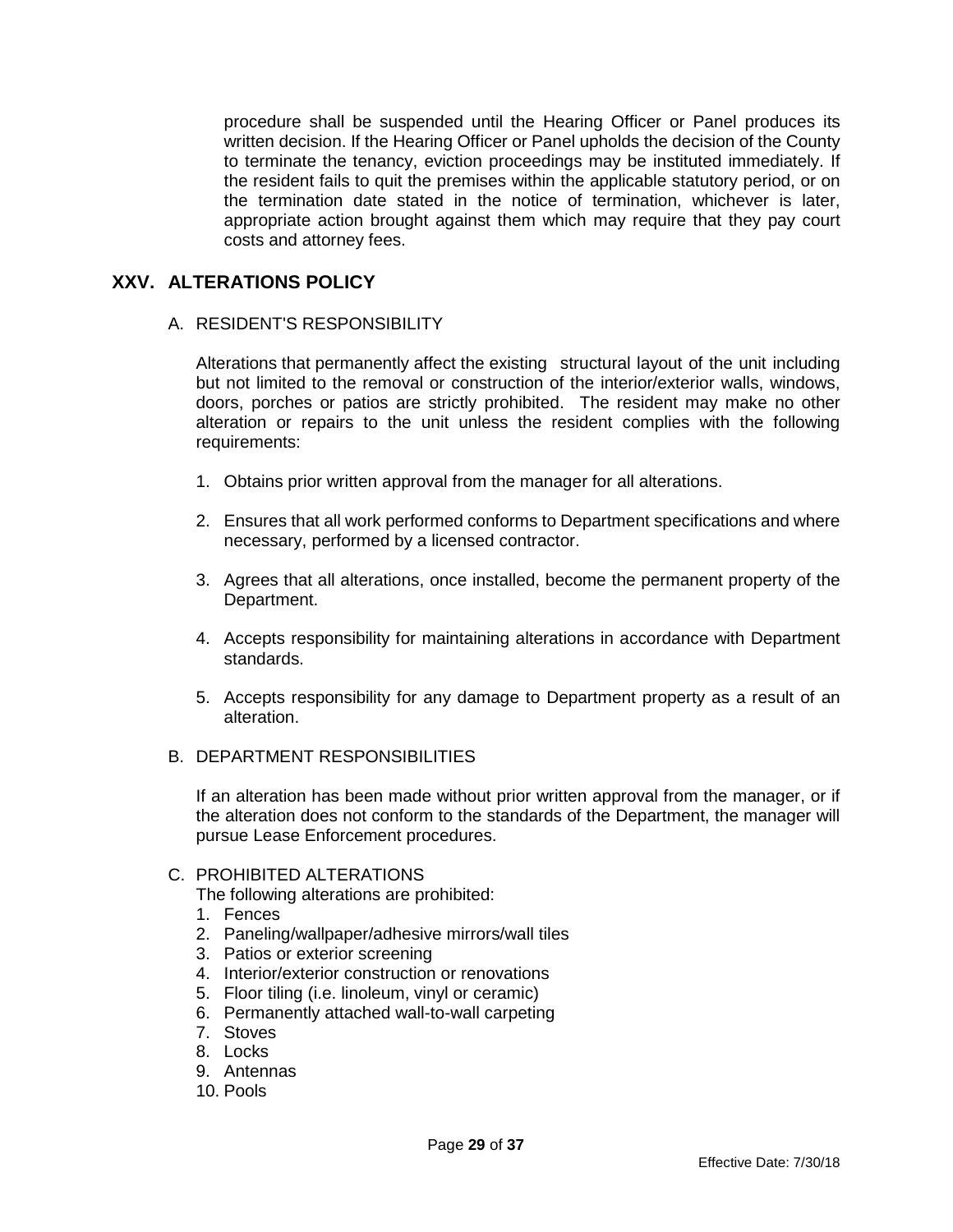procedure shall be suspended until the Hearing Officer or Panel produces its written decision. If the Hearing Officer or Panel upholds the decision of the County to terminate the tenancy, eviction proceedings may be instituted immediately. If the resident fails to quit the premises within the applicable statutory period, or on the termination date stated in the notice of termination, whichever is later, appropriate action brought against them which may require that they pay court costs and attorney fees.

## XXV. ALTERATIONS POLICY

### A. RESIDENT'S RESPONSIBILITY

Alterations that permanently affect the existing structural layout of the unit including but not limited to the removal or construction of the interior/exterior walls, windows, doors, porches or patios are strictly prohibited. The resident may make no other alteration or repairs to the unit unless the resident complies with the following requirements:

1. Obtains prior written approval from the manager for all alterations.
2. Ensures that all work performed conforms to Department specifications and where necessary, performed by a licensed contractor.
3. Agrees that all alterations, once installed, become the permanent property of the Department.
4. Accepts responsibility for maintaining alterations in accordance with Department standards.
5. Accepts responsibility for any damage to Department property as a result of an alteration.

### B. DEPARTMENT RESPONSIBILITIES

If an alteration has been made without prior written approval from the manager, or if the alteration does not conform to the standards of the Department, the manager will pursue Lease Enforcement procedures.

### C. PROHIBITED ALTERATIONS

The following alterations are prohibited:

1. Fences
2. Paneling/wallpaper/adhesive mirrors/wall tiles
3. Patios or exterior screening
4. Interior/exterior construction or renovations
5. Floor tiling (i.e. linoleum, vinyl or ceramic)
6. Permanently attached wall-to-wall carpeting
7. Stoves
8. Locks
9. Antennas
10. Pools

Effective Date: 7/30/18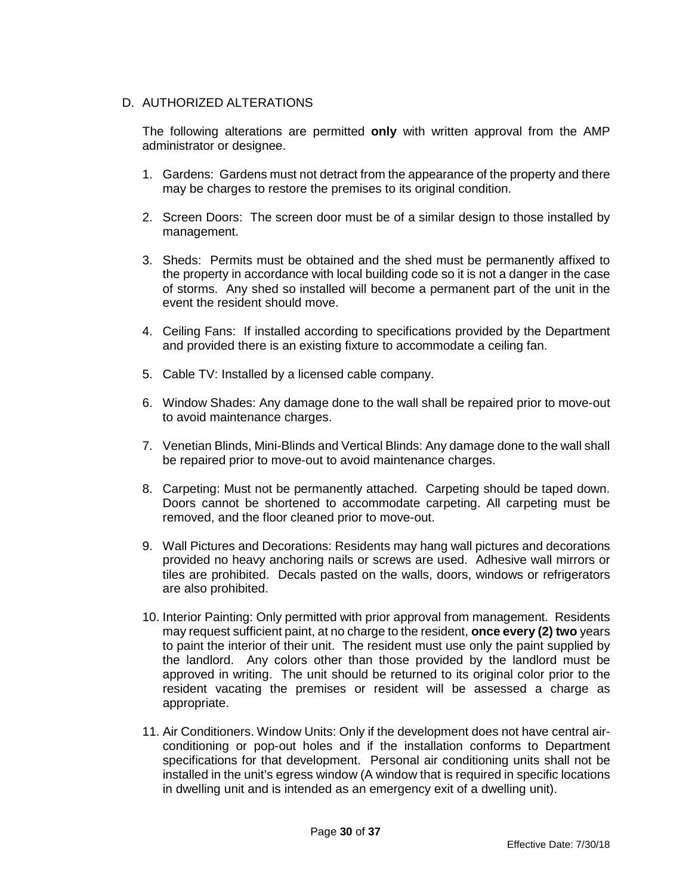## D. AUTHORIZED ALTERATIONS

The following alterations are permitted **only** with written approval from the AMP administrator or designee.

1. Gardens: Gardens must not detract from the appearance of the property and there may be charges to restore the premises to its original condition.

2. Screen Doors: The screen door must be of a similar design to those installed by management.

3. Sheds: Permits must be obtained and the shed must be permanently affixed to the property in accordance with local building code so it is not a danger in the case of storms. Any shed so installed will become a permanent part of the unit in the event the resident should move.

4. Ceiling Fans: If installed according to specifications provided by the Department and provided there is an existing fixture to accommodate a ceiling fan.

5. Cable TV: Installed by a licensed cable company.

6. Window Shades: Any damage done to the wall shall be repaired prior to move-out to avoid maintenance charges.

7. Venetian Blinds, Mini-Blinds and Vertical Blinds: Any damage done to the wall shall be repaired prior to move-out to avoid maintenance charges.

8. Carpeting: Must not be permanently attached. Carpeting should be taped down. Doors cannot be shortened to accommodate carpeting. All carpeting must be removed, and the floor cleaned prior to move-out.

9. Wall Pictures and Decorations: Residents may hang wall pictures and decorations provided no heavy anchoring nails or screws are used. Adhesive wall mirrors or tiles are prohibited. Decals pasted on the walls, doors, windows or refrigerators are also prohibited.

10. Interior Painting: Only permitted with prior approval from management. Residents may request sufficient paint, at no charge to the resident, **once every (2) two** years to paint the interior of their unit. The resident must use only the paint supplied by the landlord. Any colors other than those provided by the landlord must be approved in writing. The unit should be returned to its original color prior to the resident vacating the premises or resident will be assessed a charge as appropriate.

11. Air Conditioners. Window Units: Only if the development does not have central air-conditioning or pop-out holes and if the installation conforms to Department specifications for that development. Personal air conditioning units shall not be installed in the unit's egress window (A window that is required in specific locations in dwelling unit and is intended as an emergency exit of a dwelling unit).

Effective Date: 7/30/18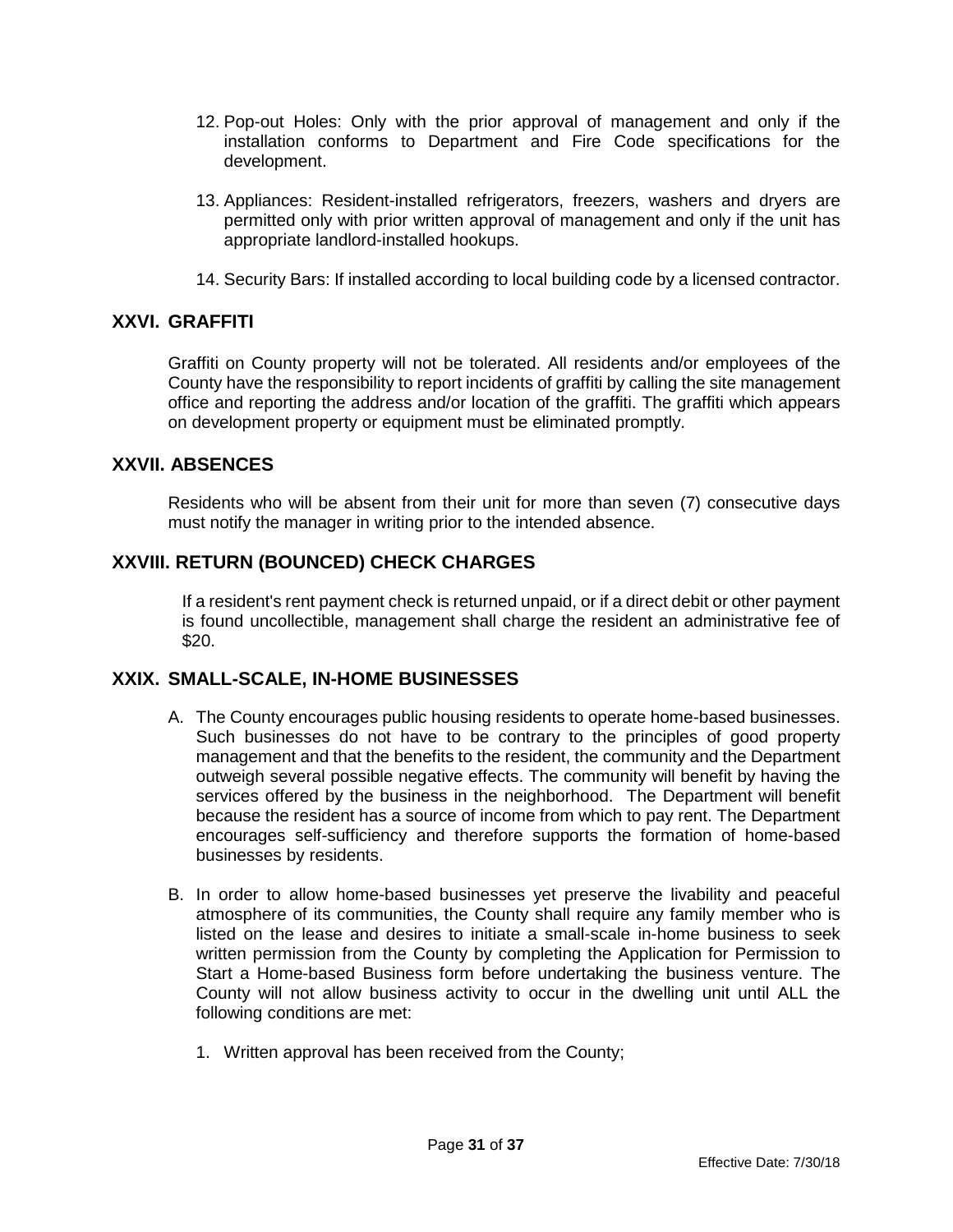12. Pop-out Holes: Only with the prior approval of management and only if the installation conforms to Department and Fire Code specifications for the development.

13. Appliances: Resident-installed refrigerators, freezers, washers and dryers are permitted only with prior written approval of management and only if the unit has appropriate landlord-installed hookups.

14. Security Bars: If installed according to local building code by a licensed contractor.

## XXVI. GRAFFITI

Graffiti on County property will not be tolerated. All residents and/or employees of the County have the responsibility to report incidents of graffiti by calling the site management office and reporting the address and/or location of the graffiti. The graffiti which appears on development property or equipment must be eliminated promptly.

## XXVII. ABSENCES

Residents who will be absent from their unit for more than seven (7) consecutive days must notify the manager in writing prior to the intended absence.

## XXVIII. RETURN (BOUNCED) CHECK CHARGES

If a resident's rent payment check is returned unpaid, or if a direct debit or other payment is found uncollectible, management shall charge the resident an administrative fee of $20.

## XXIX. SMALL-SCALE, IN-HOME BUSINESSES

A. The County encourages public housing residents to operate home-based businesses. Such businesses do not have to be contrary to the principles of good property management and that the benefits to the resident, the community and the Department outweigh several possible negative effects. The community will benefit by having the services offered by the business in the neighborhood. The Department will benefit because the resident has a source of income from which to pay rent. The Department encourages self-sufficiency and therefore supports the formation of home-based businesses by residents.

B. In order to allow home-based businesses yet preserve the livability and peaceful atmosphere of its communities, the County shall require any family member who is listed on the lease and desires to initiate a small-scale in-home business to seek written permission from the County by completing the Application for Permission to Start a Home-based Business form before undertaking the business venture. The County will not allow business activity to occur in the dwelling unit until ALL the following conditions are met:

   1. Written approval has been received from the County;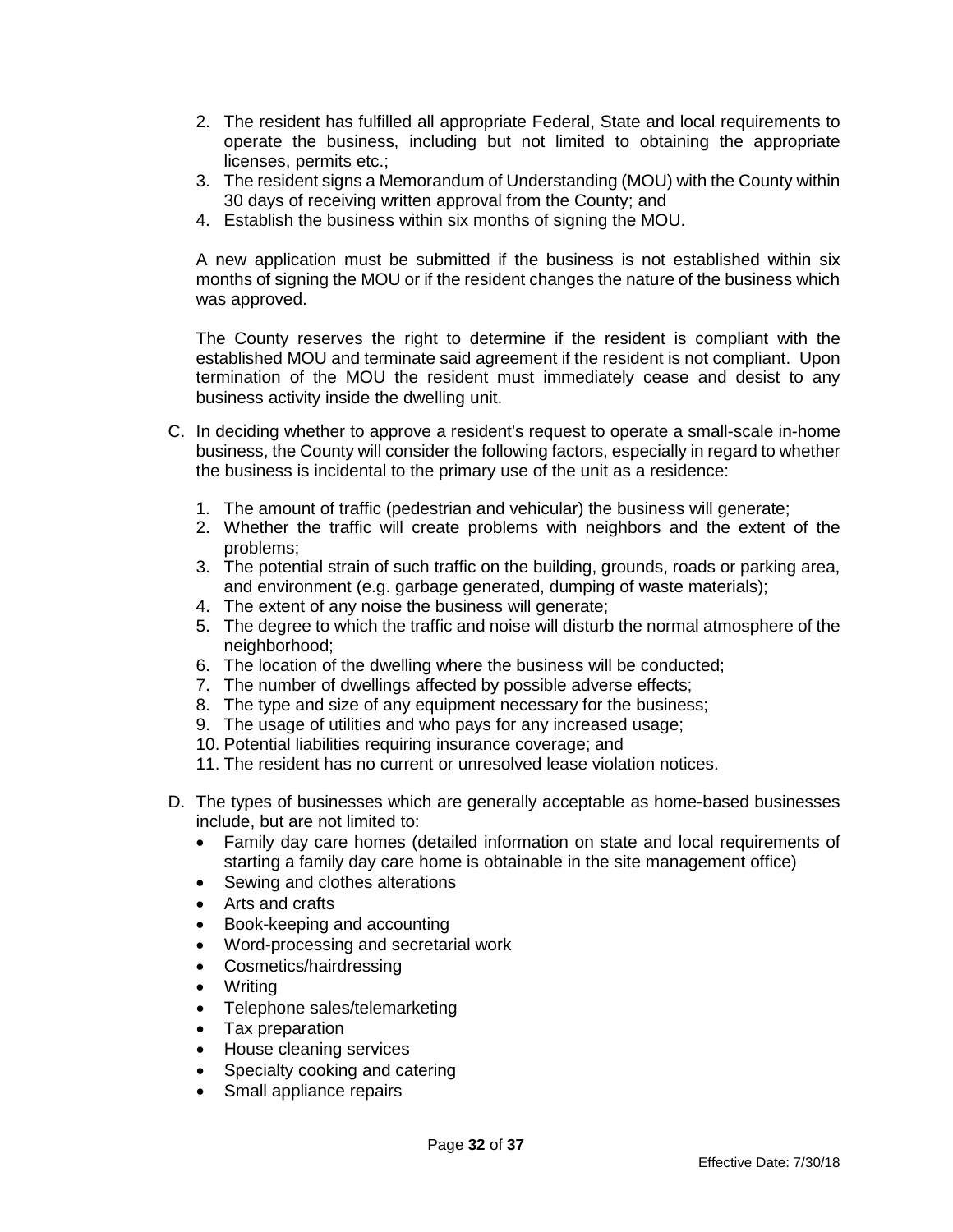2. The resident has fulfilled all appropriate Federal, State and local requirements to operate the business, including but not limited to obtaining the appropriate licenses, permits etc.;
3. The resident signs a Memorandum of Understanding (MOU) with the County within 30 days of receiving written approval from the County; and
4. Establish the business within six months of signing the MOU.

A new application must be submitted if the business is not established within six months of signing the MOU or if the resident changes the nature of the business which was approved.

The County reserves the right to determine if the resident is compliant with the established MOU and terminate said agreement if the resident is not compliant. Upon termination of the MOU the resident must immediately cease and desist to any business activity inside the dwelling unit.

C. In deciding whether to approve a resident's request to operate a small-scale in-home business, the County will consider the following factors, especially in regard to whether the business is incidental to the primary use of the unit as a residence:

1. The amount of traffic (pedestrian and vehicular) the business will generate;
2. Whether the traffic will create problems with neighbors and the extent of the problems;
3. The potential strain of such traffic on the building, grounds, roads or parking area, and environment (e.g. garbage generated, dumping of waste materials);
4. The extent of any noise the business will generate;
5. The degree to which the traffic and noise will disturb the normal atmosphere of the neighborhood;
6. The location of the dwelling where the business will be conducted;
7. The number of dwellings affected by possible adverse effects;
8. The type and size of any equipment necessary for the business;
9. The usage of utilities and who pays for any increased usage;
10. Potential liabilities requiring insurance coverage; and
11. The resident has no current or unresolved lease violation notices.

D. The types of businesses which are generally acceptable as home-based businesses include, but are not limited to:

- Family day care homes (detailed information on state and local requirements of starting a family day care home is obtainable in the site management office)
- Sewing and clothes alterations
- Arts and crafts
- Book-keeping and accounting
- Word-processing and secretarial work
- Cosmetics/hairdressing
- Writing
- Telephone sales/telemarketing
- Tax preparation
- House cleaning services
- Specialty cooking and catering
- Small appliance repairs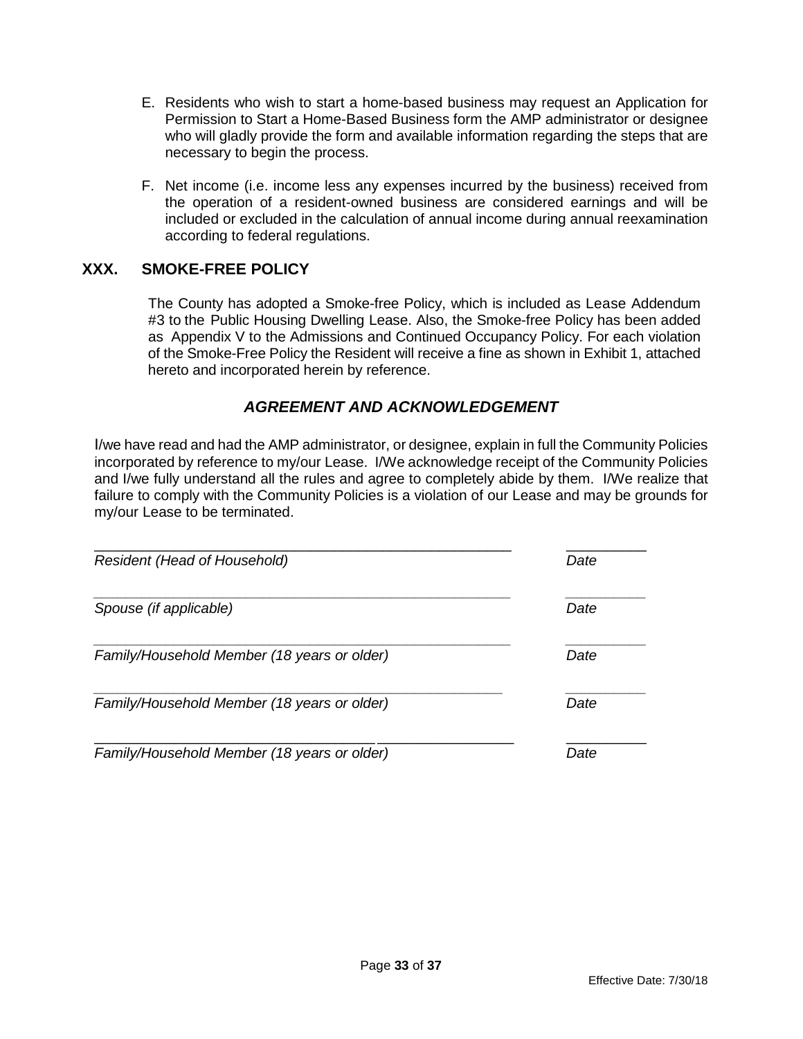E. Residents who wish to start a home-based business may request an Application for Permission to Start a Home-Based Business form the AMP administrator or designee who will gladly provide the form and available information regarding the steps that are necessary to begin the process.

F. Net income (i.e. income less any expenses incurred by the business) received from the operation of a resident-owned business are considered earnings and will be included or excluded in the calculation of annual income during annual reexamination according to federal regulations.

## XXX. SMOKE-FREE POLICY

The County has adopted a Smoke-free Policy, which is included as Lease Addendum #3 to the Public Housing Dwelling Lease. Also, the Smoke-free Policy has been added as Appendix V to the Admissions and Continued Occupancy Policy. For each violation of the Smoke-Free Policy the Resident will receive a fine as shown in Exhibit 1, attached hereto and incorporated herein by reference.

### *AGREEMENT AND ACKNOWLEDGEMENT*

I/we have read and had the AMP administrator, or designee, explain in full the Community Policies incorporated by reference to my/our Lease. I/We acknowledge receipt of the Community Policies and I/we fully understand all the rules and agree to completely abide by them. I/We realize that failure to comply with the Community Policies is a violation of our Lease and may be grounds for my/our Lease to be terminated.

_________________________________________________ _________
*Resident (Head of Household)* *Date*

_________________________________________________ _________
*Spouse (if applicable)* *Date*

_________________________________________________ _________
*Family/Household Member (18 years or older)* *Date*

_________________________________________________ _________
*Family/Household Member (18 years or older)* *Date*

_________________________________________________ _________
*Family/Household Member (18 years or older)* *Date*

Effective Date: 7/30/18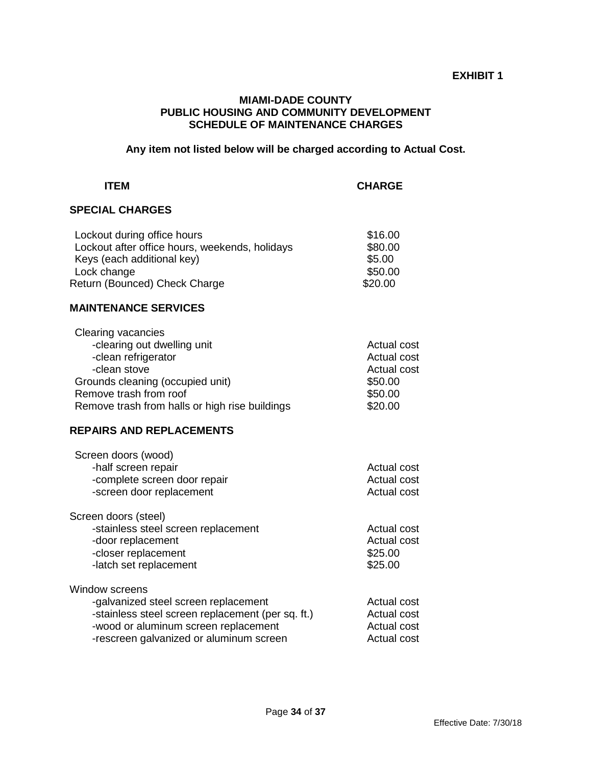**EXHIBIT 1**

# MIAMI-DADE COUNTY
# PUBLIC HOUSING AND COMMUNITY DEVELOPMENT
# SCHEDULE OF MAINTENANCE CHARGES

**Any item not listed below will be charged according to Actual Cost.**

| ITEM | CHARGE |
|---|---|
| **SPECIAL CHARGES** | |
| Lockout during office hours | $16.00 |
| Lockout after office hours, weekends, holidays | $80.00 |
| Keys (each additional key) | $5.00 |
| Lock change | $50.00 |
| Return (Bounced) Check Charge | $20.00 |
| **MAINTENANCE SERVICES** | |
| Clearing vacancies | |
| -clearing out dwelling unit | Actual cost |
| -clean refrigerator | Actual cost |
| -clean stove | Actual cost |
| Grounds cleaning (occupied unit) | $50.00 |
| Remove trash from roof | $50.00 |
| Remove trash from halls or high rise buildings | $20.00 |
| **REPAIRS AND REPLACEMENTS** | |
| Screen doors (wood) | |
| -half screen repair | Actual cost |
| -complete screen door repair | Actual cost |
| -screen door replacement | Actual cost |
| Screen doors (steel) | |
| -stainless steel screen replacement | Actual cost |
| -door replacement | Actual cost |
| -closer replacement | $25.00 |
| -latch set replacement | $25.00 |
| Window screens | |
| -galvanized steel screen replacement | Actual cost |
| -stainless steel screen replacement (per sq. ft.) | Actual cost |
| -wood or aluminum screen replacement | Actual cost |
| -rescreen galvanized or aluminum screen | Actual cost |

Effective Date: 7/30/18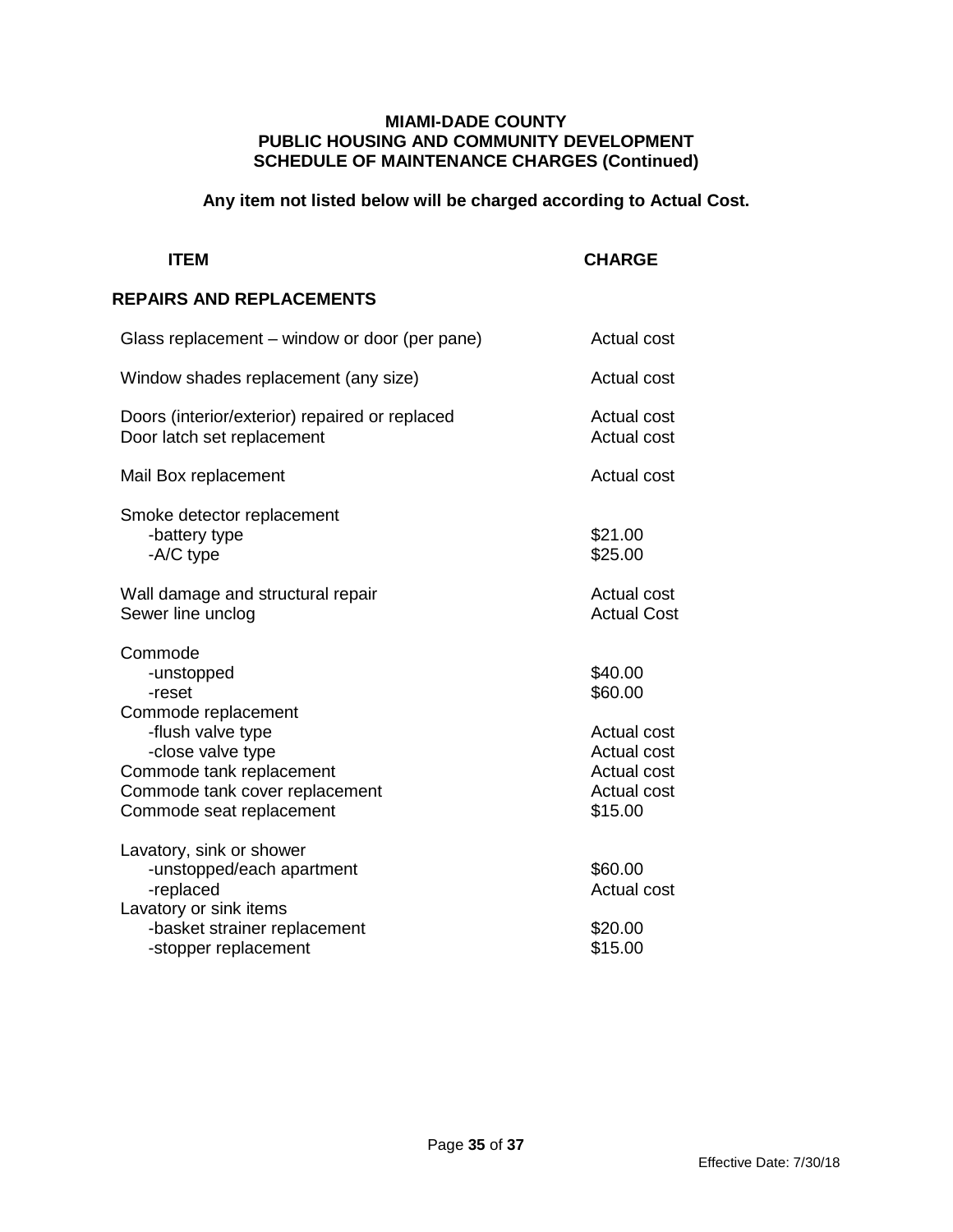**MIAMI-DADE COUNTY**
**PUBLIC HOUSING AND COMMUNITY DEVELOPMENT**
**SCHEDULE OF MAINTENANCE CHARGES (Continued)**

**Any item not listed below will be charged according to Actual Cost.**

| ITEM | CHARGE |
|---|---|
| **REPAIRS AND REPLACEMENTS** | |
| Glass replacement – window or door (per pane) | Actual cost |
| Window shades replacement (any size) | Actual cost |
| Doors (interior/exterior) repaired or replaced | Actual cost |
| Door latch set replacement | Actual cost |
| Mail Box replacement | Actual cost |
| Smoke detector replacement | |
| -battery type | $21.00 |
| -A/C type | $25.00 |
| Wall damage and structural repair | Actual cost |
| Sewer line unclog | Actual Cost |
| Commode | |
| -unstopped | $40.00 |
| -reset | $60.00 |
| Commode replacement | |
| -flush valve type | Actual cost |
| -close valve type | Actual cost |
| Commode tank replacement | Actual cost |
| Commode tank cover replacement | Actual cost |
| Commode seat replacement | $15.00 |
| Lavatory, sink or shower | |
| -unstopped/each apartment | $60.00 |
| -replaced | Actual cost |
| Lavatory or sink items | |
| -basket strainer replacement | $20.00 |
| -stopper replacement | $15.00 |

Effective Date: 7/30/18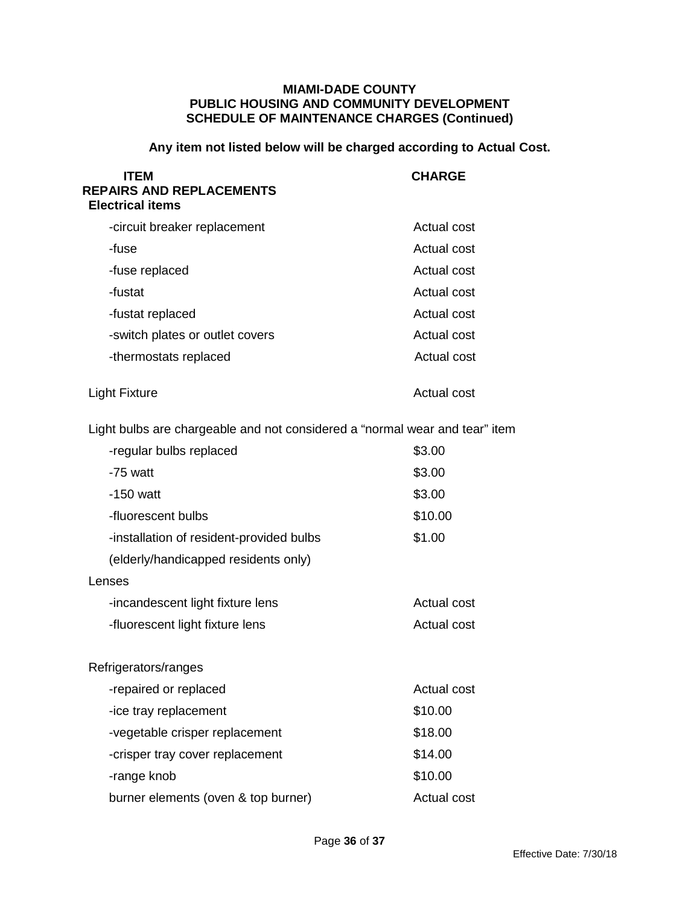**MIAMI-DADE COUNTY**
**PUBLIC HOUSING AND COMMUNITY DEVELOPMENT**
**SCHEDULE OF MAINTENANCE CHARGES (Continued)**

**Any item not listed below will be charged according to Actual Cost.**

| ITEM | CHARGE |
|---|---|
| **REPAIRS AND REPLACEMENTS** | |
| **Electrical items** | |
| -circuit breaker replacement | Actual cost |
| -fuse | Actual cost |
| -fuse replaced | Actual cost |
| -fustat | Actual cost |
| -fustat replaced | Actual cost |
| -switch plates or outlet covers | Actual cost |
| -thermostats replaced | Actual cost |
| Light Fixture | Actual cost |
| Light bulbs are chargeable and not considered a “normal wear and tear” item | |
| -regular bulbs replaced | $3.00 |
| -75 watt | $3.00 |
| -150 watt | $3.00 |
| -fluorescent bulbs | $10.00 |
| -installation of resident-provided bulbs (elderly/handicapped residents only) | $1.00 |
| Lenses | |
| -incandescent light fixture lens | Actual cost |
| -fluorescent light fixture lens | Actual cost |
| Refrigerators/ranges | |
| -repaired or replaced | Actual cost |
| -ice tray replacement | $10.00 |
| -vegetable crisper replacement | $18.00 |
| -crisper tray cover replacement | $14.00 |
| -range knob | $10.00 |
| burner elements (oven & top burner) | Actual cost |

Effective Date: 7/30/18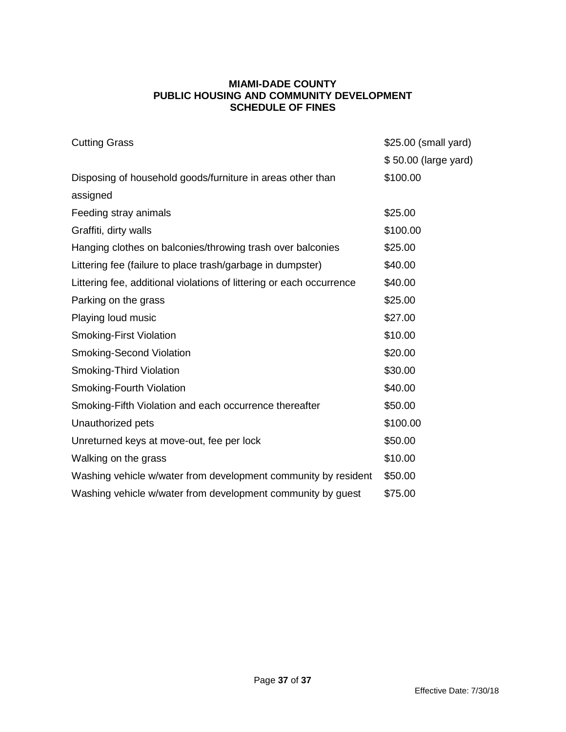**MIAMI-DADE COUNTY**
**PUBLIC HOUSING AND COMMUNITY DEVELOPMENT**
**SCHEDULE OF FINES**

| | |
|---|---|
| Cutting Grass | $25.00 (small yard) |
| | $ 50.00 (large yard) |
| Disposing of household goods/furniture in areas other than assigned | $100.00 |
| Feeding stray animals | $25.00 |
| Graffiti, dirty walls | $100.00 |
| Hanging clothes on balconies/throwing trash over balconies | $25.00 |
| Littering fee (failure to place trash/garbage in dumpster) | $40.00 |
| Littering fee, additional violations of littering or each occurrence | $40.00 |
| Parking on the grass | $25.00 |
| Playing loud music | $27.00 |
| Smoking-First Violation | $10.00 |
| Smoking-Second Violation | $20.00 |
| Smoking-Third Violation | $30.00 |
| Smoking-Fourth Violation | $40.00 |
| Smoking-Fifth Violation and each occurrence thereafter | $50.00 |
| Unauthorized pets | $100.00 |
| Unreturned keys at move-out, fee per lock | $50.00 |
| Walking on the grass | $10.00 |
| Washing vehicle w/water from development community by resident | $50.00 |
| Washing vehicle w/water from development community by guest | $75.00 |

Effective Date: 7/30/18